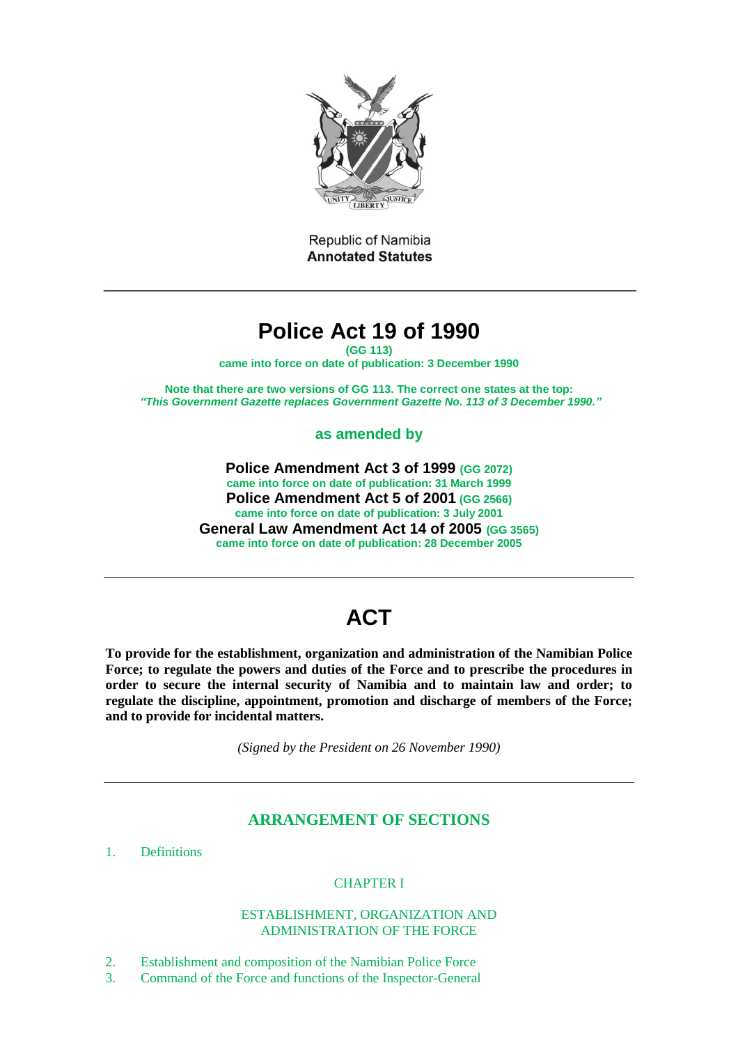Republic of Namibia
**Annotated Statutes**

---

# Police Act 19 of 1990

**(GG 113)**

**came into force on date of publication: 3 December 1990**

**Note that there are two versions of GG 113. The correct one states at the top:**
***"This Government Gazette replaces Government Gazette No. 113 of 3 December 1990."***

**as amended by**

**Police Amendment Act 3 of 1999** **(GG 2072)**
**came into force on date of publication: 31 March 1999**
**Police Amendment Act 5 of 2001** **(GG 2566)**
**came into force on date of publication: 3 July 2001**
**General Law Amendment Act 14 of 2005** **(GG 3565)**
**came into force on date of publication: 28 December 2005**

---

# ACT

**To provide for the establishment, organization and administration of the Namibian Police Force; to regulate the powers and duties of the Force and to prescribe the procedures in order to secure the internal security of Namibia and to maintain law and order; to regulate the discipline, appointment, promotion and discharge of members of the Force; and to provide for incidental matters.**

*(Signed by the President on 26 November 1990)*

---

## ARRANGEMENT OF SECTIONS

1. Definitions

CHAPTER I

ESTABLISHMENT, ORGANIZATION AND ADMINISTRATION OF THE FORCE

2. Establishment and composition of the Namibian Police Force
3. Command of the Force and functions of the Inspector-General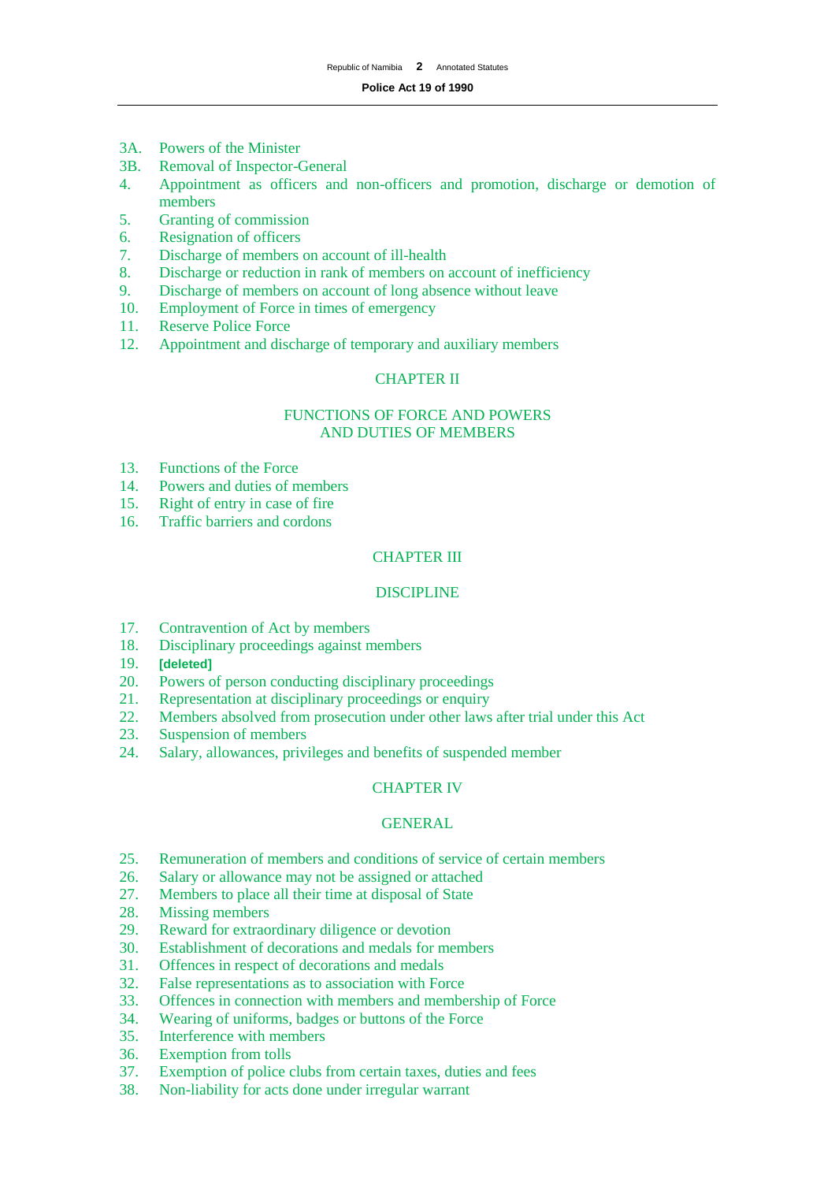3A. Powers of the Minister
3B. Removal of Inspector-General
4. Appointment as officers and non-officers and promotion, discharge or demotion of members
5. Granting of commission
6. Resignation of officers
7. Discharge of members on account of ill-health
8. Discharge or reduction in rank of members on account of inefficiency
9. Discharge of members on account of long absence without leave
10. Employment of Force in times of emergency
11. Reserve Police Force
12. Appointment and discharge of temporary and auxiliary members

## CHAPTER II

## FUNCTIONS OF FORCE AND POWERS AND DUTIES OF MEMBERS

13. Functions of the Force
14. Powers and duties of members
15. Right of entry in case of fire
16. Traffic barriers and cordons

## CHAPTER III

## DISCIPLINE

17. Contravention of Act by members
18. Disciplinary proceedings against members
19. **[deleted]**
20. Powers of person conducting disciplinary proceedings
21. Representation at disciplinary proceedings or enquiry
22. Members absolved from prosecution under other laws after trial under this Act
23. Suspension of members
24. Salary, allowances, privileges and benefits of suspended member

## CHAPTER IV

## GENERAL

25. Remuneration of members and conditions of service of certain members
26. Salary or allowance may not be assigned or attached
27. Members to place all their time at disposal of State
28. Missing members
29. Reward for extraordinary diligence or devotion
30. Establishment of decorations and medals for members
31. Offences in respect of decorations and medals
32. False representations as to association with Force
33. Offences in connection with members and membership of Force
34. Wearing of uniforms, badges or buttons of the Force
35. Interference with members
36. Exemption from tolls
37. Exemption of police clubs from certain taxes, duties and fees
38. Non-liability for acts done under irregular warrant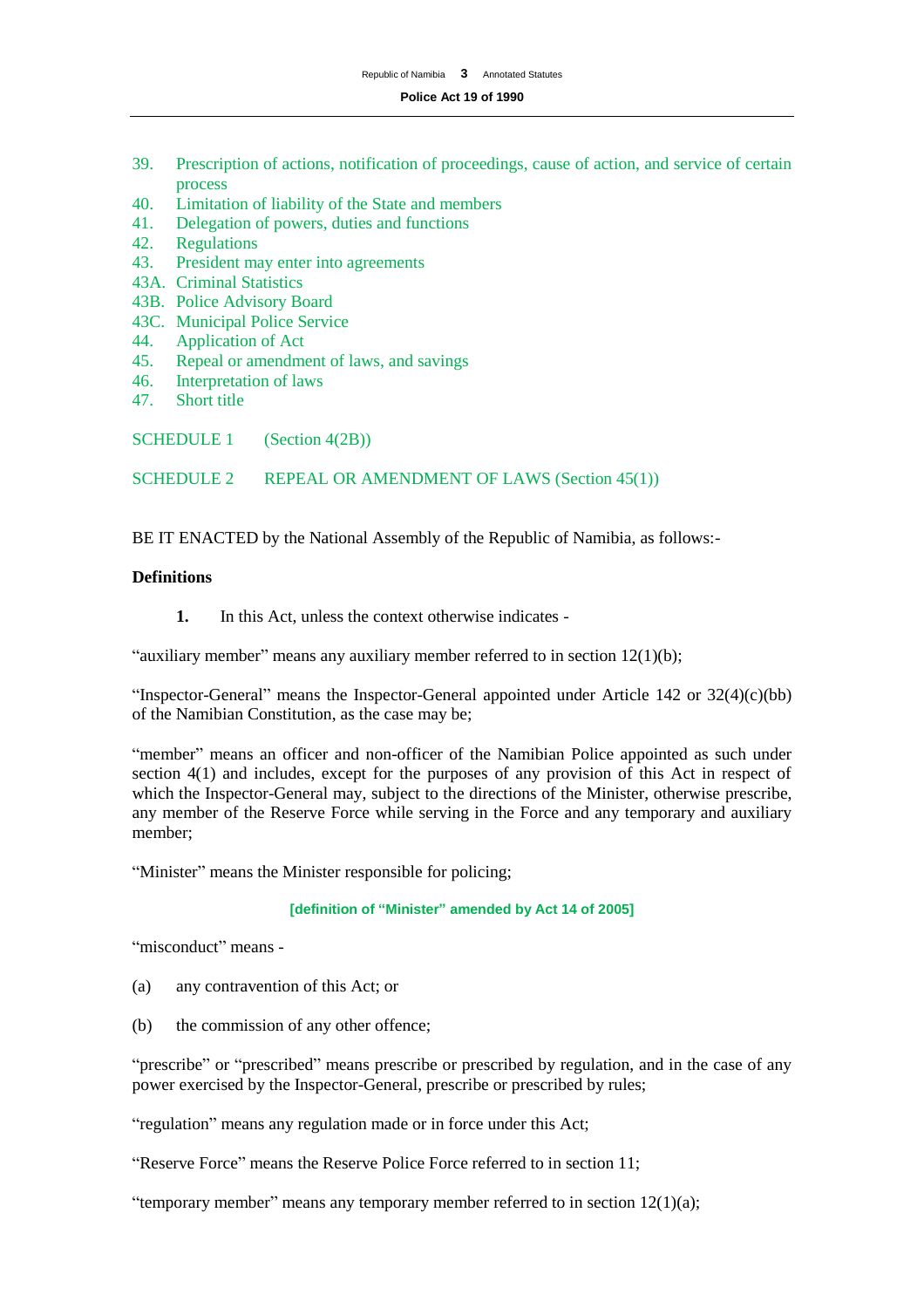39. Prescription of actions, notification of proceedings, cause of action, and service of certain process
40. Limitation of liability of the State and members
41. Delegation of powers, duties and functions
42. Regulations
43. President may enter into agreements
43A. Criminal Statistics
43B. Police Advisory Board
43C. Municipal Police Service
44. Application of Act
45. Repeal or amendment of laws, and savings
46. Interpretation of laws
47. Short title

SCHEDULE 1 (Section 4(2B))

SCHEDULE 2 REPEAL OR AMENDMENT OF LAWS (Section 45(1))

BE IT ENACTED by the National Assembly of the Republic of Namibia, as follows:-

**Definitions**

**1.** In this Act, unless the context otherwise indicates -

"auxiliary member" means any auxiliary member referred to in section 12(1)(b);

"Inspector-General" means the Inspector-General appointed under Article 142 or 32(4)(c)(bb) of the Namibian Constitution, as the case may be;

"member" means an officer and non-officer of the Namibian Police appointed as such under section 4(1) and includes, except for the purposes of any provision of this Act in respect of which the Inspector-General may, subject to the directions of the Minister, otherwise prescribe, any member of the Reserve Force while serving in the Force and any temporary and auxiliary member;

"Minister" means the Minister responsible for policing;

**[definition of "Minister" amended by Act 14 of 2005]**

"misconduct" means -

(a) any contravention of this Act; or

(b) the commission of any other offence;

"prescribe" or "prescribed" means prescribe or prescribed by regulation, and in the case of any power exercised by the Inspector-General, prescribe or prescribed by rules;

"regulation" means any regulation made or in force under this Act;

"Reserve Force" means the Reserve Police Force referred to in section 11;

"temporary member" means any temporary member referred to in section 12(1)(a);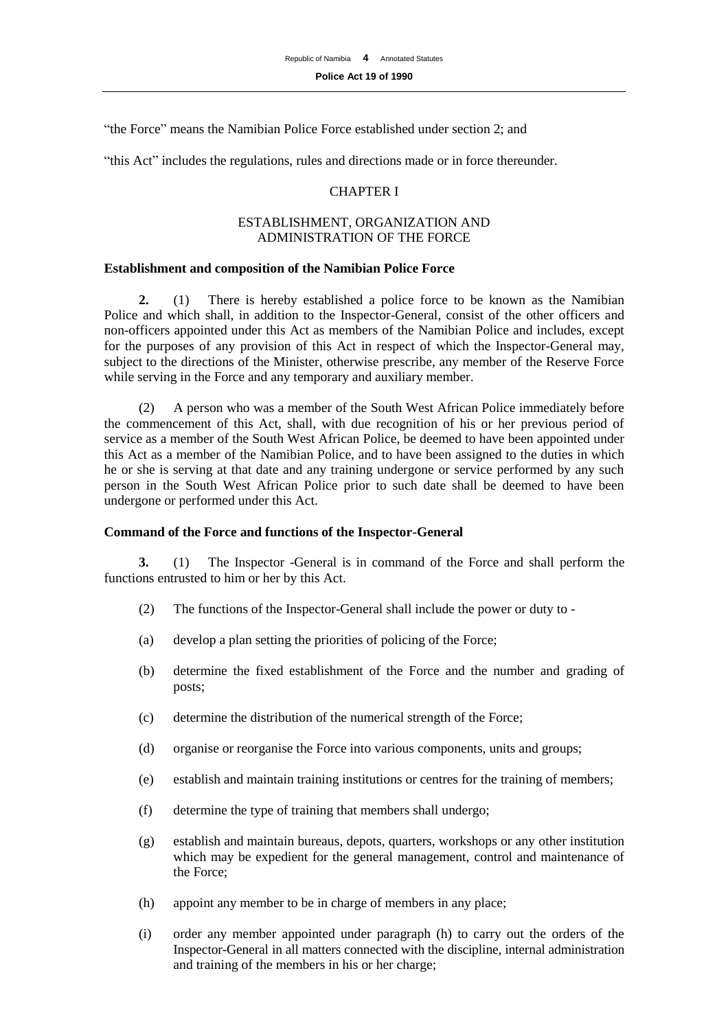"the Force" means the Namibian Police Force established under section 2; and

"this Act" includes the regulations, rules and directions made or in force thereunder.

## CHAPTER I

## ESTABLISHMENT, ORGANIZATION AND ADMINISTRATION OF THE FORCE

### Establishment and composition of the Namibian Police Force

**2.** (1) There is hereby established a police force to be known as the Namibian Police and which shall, in addition to the Inspector-General, consist of the other officers and non-officers appointed under this Act as members of the Namibian Police and includes, except for the purposes of any provision of this Act in respect of which the Inspector-General may, subject to the directions of the Minister, otherwise prescribe, any member of the Reserve Force while serving in the Force and any temporary and auxiliary member.

(2) A person who was a member of the South West African Police immediately before the commencement of this Act, shall, with due recognition of his or her previous period of service as a member of the South West African Police, be deemed to have been appointed under this Act as a member of the Namibian Police, and to have been assigned to the duties in which he or she is serving at that date and any training undergone or service performed by any such person in the South West African Police prior to such date shall be deemed to have been undergone or performed under this Act.

### Command of the Force and functions of the Inspector-General

**3.** (1) The Inspector -General is in command of the Force and shall perform the functions entrusted to him or her by this Act.

(2) The functions of the Inspector-General shall include the power or duty to -

(a) develop a plan setting the priorities of policing of the Force;

(b) determine the fixed establishment of the Force and the number and grading of posts;

(c) determine the distribution of the numerical strength of the Force;

(d) organise or reorganise the Force into various components, units and groups;

(e) establish and maintain training institutions or centres for the training of members;

(f) determine the type of training that members shall undergo;

(g) establish and maintain bureaus, depots, quarters, workshops or any other institution which may be expedient for the general management, control and maintenance of the Force;

(h) appoint any member to be in charge of members in any place;

(i) order any member appointed under paragraph (h) to carry out the orders of the Inspector-General in all matters connected with the discipline, internal administration and training of the members in his or her charge;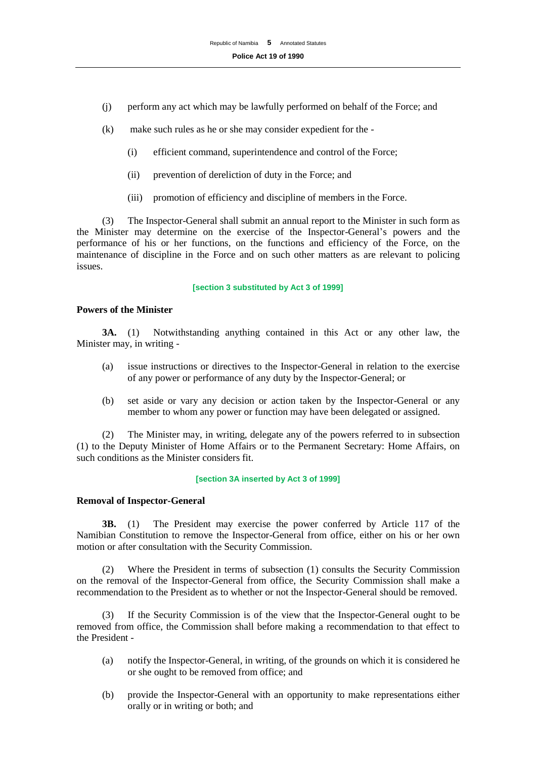(j) perform any act which may be lawfully performed on behalf of the Force; and

(k) make such rules as he or she may consider expedient for the -

(i) efficient command, superintendence and control of the Force;

(ii) prevention of dereliction of duty in the Force; and

(iii) promotion of efficiency and discipline of members in the Force.

(3) The Inspector-General shall submit an annual report to the Minister in such form as the Minister may determine on the exercise of the Inspector-General's powers and the performance of his or her functions, on the functions and efficiency of the Force, on the maintenance of discipline in the Force and on such other matters as are relevant to policing issues.

**[section 3 substituted by Act 3 of 1999]**

**Powers of the Minister**

**3A.** (1) Notwithstanding anything contained in this Act or any other law, the Minister may, in writing -

(a) issue instructions or directives to the Inspector-General in relation to the exercise of any power or performance of any duty by the Inspector-General; or

(b) set aside or vary any decision or action taken by the Inspector-General or any member to whom any power or function may have been delegated or assigned.

(2) The Minister may, in writing, delegate any of the powers referred to in subsection (1) to the Deputy Minister of Home Affairs or to the Permanent Secretary: Home Affairs, on such conditions as the Minister considers fit.

**[section 3A inserted by Act 3 of 1999]**

**Removal of Inspector-General**

**3B.** (1) The President may exercise the power conferred by Article 117 of the Namibian Constitution to remove the Inspector-General from office, either on his or her own motion or after consultation with the Security Commission.

(2) Where the President in terms of subsection (1) consults the Security Commission on the removal of the Inspector-General from office, the Security Commission shall make a recommendation to the President as to whether or not the Inspector-General should be removed.

(3) If the Security Commission is of the view that the Inspector-General ought to be removed from office, the Commission shall before making a recommendation to that effect to the President -

(a) notify the Inspector-General, in writing, of the grounds on which it is considered he or she ought to be removed from office; and

(b) provide the Inspector-General with an opportunity to make representations either orally or in writing or both; and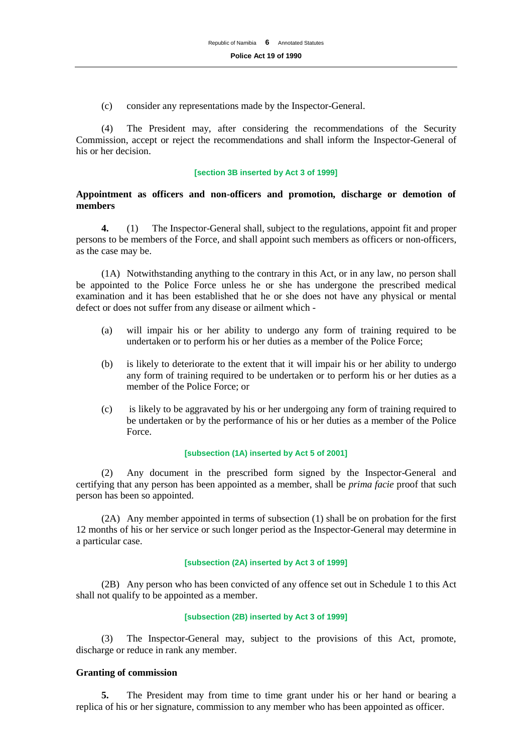(c) consider any representations made by the Inspector-General.

(4) The President may, after considering the recommendations of the Security Commission, accept or reject the recommendations and shall inform the Inspector-General of his or her decision.

**[section 3B inserted by Act 3 of 1999]**

### Appointment as officers and non-officers and promotion, discharge or demotion of members

**4.** (1) The Inspector-General shall, subject to the regulations, appoint fit and proper persons to be members of the Force, and shall appoint such members as officers or non-officers, as the case may be.

(1A) Notwithstanding anything to the contrary in this Act, or in any law, no person shall be appointed to the Police Force unless he or she has undergone the prescribed medical examination and it has been established that he or she does not have any physical or mental defect or does not suffer from any disease or ailment which -

(a) will impair his or her ability to undergo any form of training required to be undertaken or to perform his or her duties as a member of the Police Force;

(b) is likely to deteriorate to the extent that it will impair his or her ability to undergo any form of training required to be undertaken or to perform his or her duties as a member of the Police Force; or

(c) is likely to be aggravated by his or her undergoing any form of training required to be undertaken or by the performance of his or her duties as a member of the Police Force.

**[subsection (1A) inserted by Act 5 of 2001]**

(2) Any document in the prescribed form signed by the Inspector-General and certifying that any person has been appointed as a member, shall be *prima facie* proof that such person has been so appointed.

(2A) Any member appointed in terms of subsection (1) shall be on probation for the first 12 months of his or her service or such longer period as the Inspector-General may determine in a particular case.

**[subsection (2A) inserted by Act 3 of 1999]**

(2B) Any person who has been convicted of any offence set out in Schedule 1 to this Act shall not qualify to be appointed as a member.

**[subsection (2B) inserted by Act 3 of 1999]**

(3) The Inspector-General may, subject to the provisions of this Act, promote, discharge or reduce in rank any member.

### Granting of commission

**5.** The President may from time to time grant under his or her hand or bearing a replica of his or her signature, commission to any member who has been appointed as officer.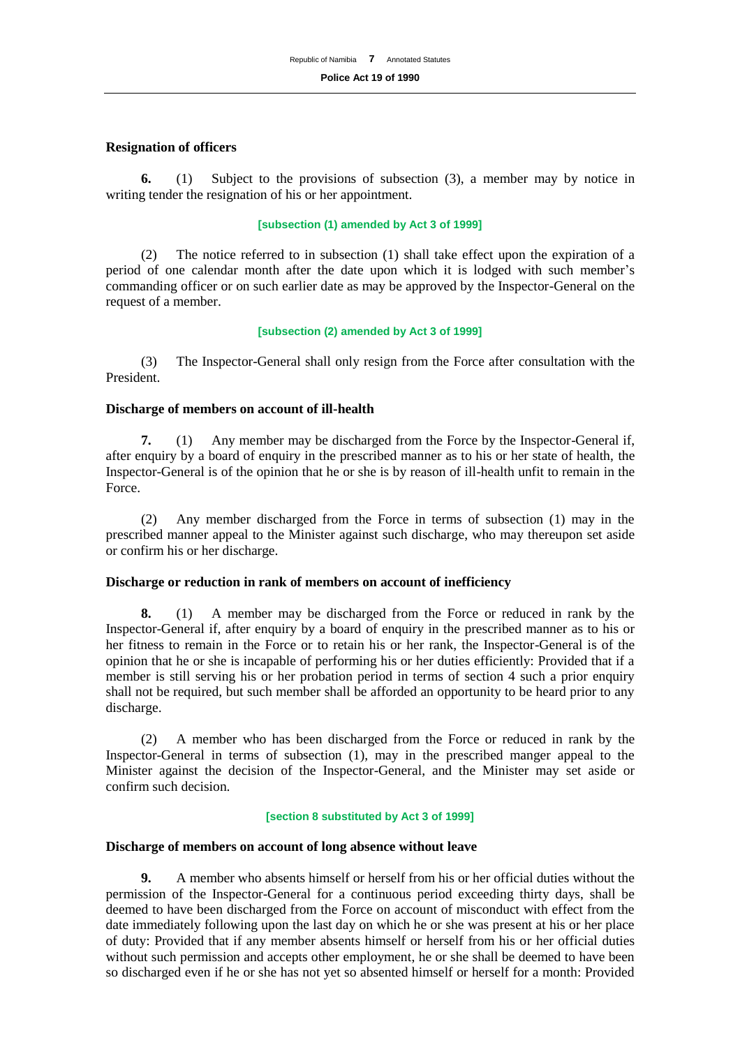**Resignation of officers**

**6.** (1) Subject to the provisions of subsection (3), a member may by notice in writing tender the resignation of his or her appointment.

**[subsection (1) amended by Act 3 of 1999]**

(2) The notice referred to in subsection (1) shall take effect upon the expiration of a period of one calendar month after the date upon which it is lodged with such member's commanding officer or on such earlier date as may be approved by the Inspector-General on the request of a member.

**[subsection (2) amended by Act 3 of 1999]**

(3) The Inspector-General shall only resign from the Force after consultation with the President.

**Discharge of members on account of ill-health**

**7.** (1) Any member may be discharged from the Force by the Inspector-General if, after enquiry by a board of enquiry in the prescribed manner as to his or her state of health, the Inspector-General is of the opinion that he or she is by reason of ill-health unfit to remain in the Force.

(2) Any member discharged from the Force in terms of subsection (1) may in the prescribed manner appeal to the Minister against such discharge, who may thereupon set aside or confirm his or her discharge.

**Discharge or reduction in rank of members on account of inefficiency**

**8.** (1) A member may be discharged from the Force or reduced in rank by the Inspector-General if, after enquiry by a board of enquiry in the prescribed manner as to his or her fitness to remain in the Force or to retain his or her rank, the Inspector-General is of the opinion that he or she is incapable of performing his or her duties efficiently: Provided that if a member is still serving his or her probation period in terms of section 4 such a prior enquiry shall not be required, but such member shall be afforded an opportunity to be heard prior to any discharge.

(2) A member who has been discharged from the Force or reduced in rank by the Inspector-General in terms of subsection (1), may in the prescribed manger appeal to the Minister against the decision of the Inspector-General, and the Minister may set aside or confirm such decision.

**[section 8 substituted by Act 3 of 1999]**

**Discharge of members on account of long absence without leave**

**9.** A member who absents himself or herself from his or her official duties without the permission of the Inspector-General for a continuous period exceeding thirty days, shall be deemed to have been discharged from the Force on account of misconduct with effect from the date immediately following upon the last day on which he or she was present at his or her place of duty: Provided that if any member absents himself or herself from his or her official duties without such permission and accepts other employment, he or she shall be deemed to have been so discharged even if he or she has not yet so absented himself or herself for a month: Provided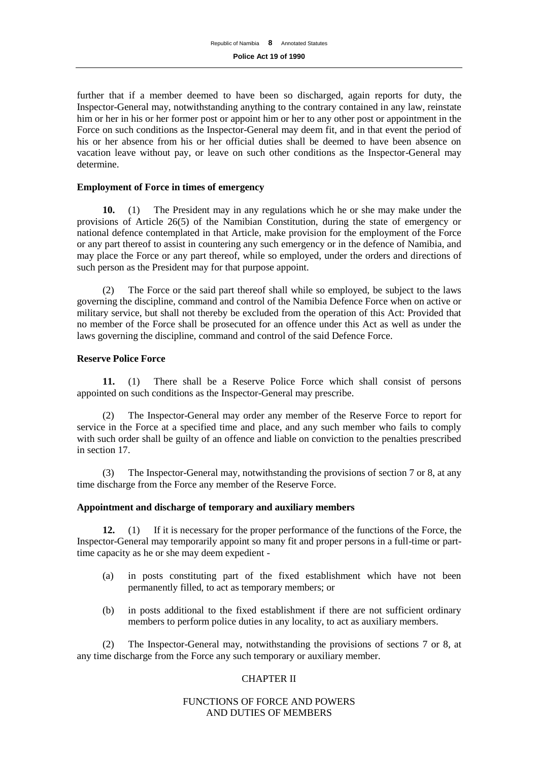further that if a member deemed to have been so discharged, again reports for duty, the Inspector-General may, notwithstanding anything to the contrary contained in any law, reinstate him or her in his or her former post or appoint him or her to any other post or appointment in the Force on such conditions as the Inspector-General may deem fit, and in that event the period of his or her absence from his or her official duties shall be deemed to have been absence on vacation leave without pay, or leave on such other conditions as the Inspector-General may determine.

**Employment of Force in times of emergency**

**10.** (1) The President may in any regulations which he or she may make under the provisions of Article 26(5) of the Namibian Constitution, during the state of emergency or national defence contemplated in that Article, make provision for the employment of the Force or any part thereof to assist in countering any such emergency or in the defence of Namibia, and may place the Force or any part thereof, while so employed, under the orders and directions of such person as the President may for that purpose appoint.

(2) The Force or the said part thereof shall while so employed, be subject to the laws governing the discipline, command and control of the Namibia Defence Force when on active or military service, but shall not thereby be excluded from the operation of this Act: Provided that no member of the Force shall be prosecuted for an offence under this Act as well as under the laws governing the discipline, command and control of the said Defence Force.

**Reserve Police Force**

**11.** (1) There shall be a Reserve Police Force which shall consist of persons appointed on such conditions as the Inspector-General may prescribe.

(2) The Inspector-General may order any member of the Reserve Force to report for service in the Force at a specified time and place, and any such member who fails to comply with such order shall be guilty of an offence and liable on conviction to the penalties prescribed in section 17.

(3) The Inspector-General may, notwithstanding the provisions of section 7 or 8, at any time discharge from the Force any member of the Reserve Force.

**Appointment and discharge of temporary and auxiliary members**

**12.** (1) If it is necessary for the proper performance of the functions of the Force, the Inspector-General may temporarily appoint so many fit and proper persons in a full-time or part-time capacity as he or she may deem expedient -

(a) in posts constituting part of the fixed establishment which have not been permanently filled, to act as temporary members; or

(b) in posts additional to the fixed establishment if there are not sufficient ordinary members to perform police duties in any locality, to act as auxiliary members.

(2) The Inspector-General may, notwithstanding the provisions of sections 7 or 8, at any time discharge from the Force any such temporary or auxiliary member.

## CHAPTER II

## FUNCTIONS OF FORCE AND POWERS AND DUTIES OF MEMBERS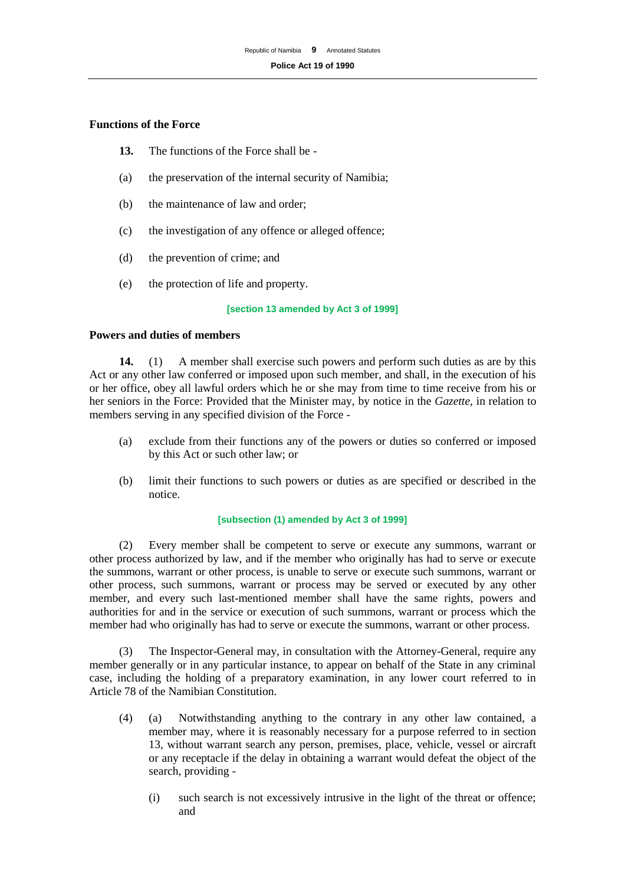### Functions of the Force

**13.** The functions of the Force shall be -

(a) the preservation of the internal security of Namibia;

(b) the maintenance of law and order;

(c) the investigation of any offence or alleged offence;

(d) the prevention of crime; and

(e) the protection of life and property.

[section 13 amended by Act 3 of 1999]

### Powers and duties of members

**14.** (1) A member shall exercise such powers and perform such duties as are by this Act or any other law conferred or imposed upon such member, and shall, in the execution of his or her office, obey all lawful orders which he or she may from time to time receive from his or her seniors in the Force: Provided that the Minister may, by notice in the *Gazette*, in relation to members serving in any specified division of the Force -

(a) exclude from their functions any of the powers or duties so conferred or imposed by this Act or such other law; or

(b) limit their functions to such powers or duties as are specified or described in the notice.

[subsection (1) amended by Act 3 of 1999]

(2) Every member shall be competent to serve or execute any summons, warrant or other process authorized by law, and if the member who originally has had to serve or execute the summons, warrant or other process, is unable to serve or execute such summons, warrant or other process, such summons, warrant or process may be served or executed by any other member, and every such last-mentioned member shall have the same rights, powers and authorities for and in the service or execution of such summons, warrant or process which the member had who originally has had to serve or execute the summons, warrant or other process.

(3) The Inspector-General may, in consultation with the Attorney-General, require any member generally or in any particular instance, to appear on behalf of the State in any criminal case, including the holding of a preparatory examination, in any lower court referred to in Article 78 of the Namibian Constitution.

(4) (a) Notwithstanding anything to the contrary in any other law contained, a member may, where it is reasonably necessary for a purpose referred to in section 13, without warrant search any person, premises, place, vehicle, vessel or aircraft or any receptacle if the delay in obtaining a warrant would defeat the object of the search, providing -

(i) such search is not excessively intrusive in the light of the threat or offence; and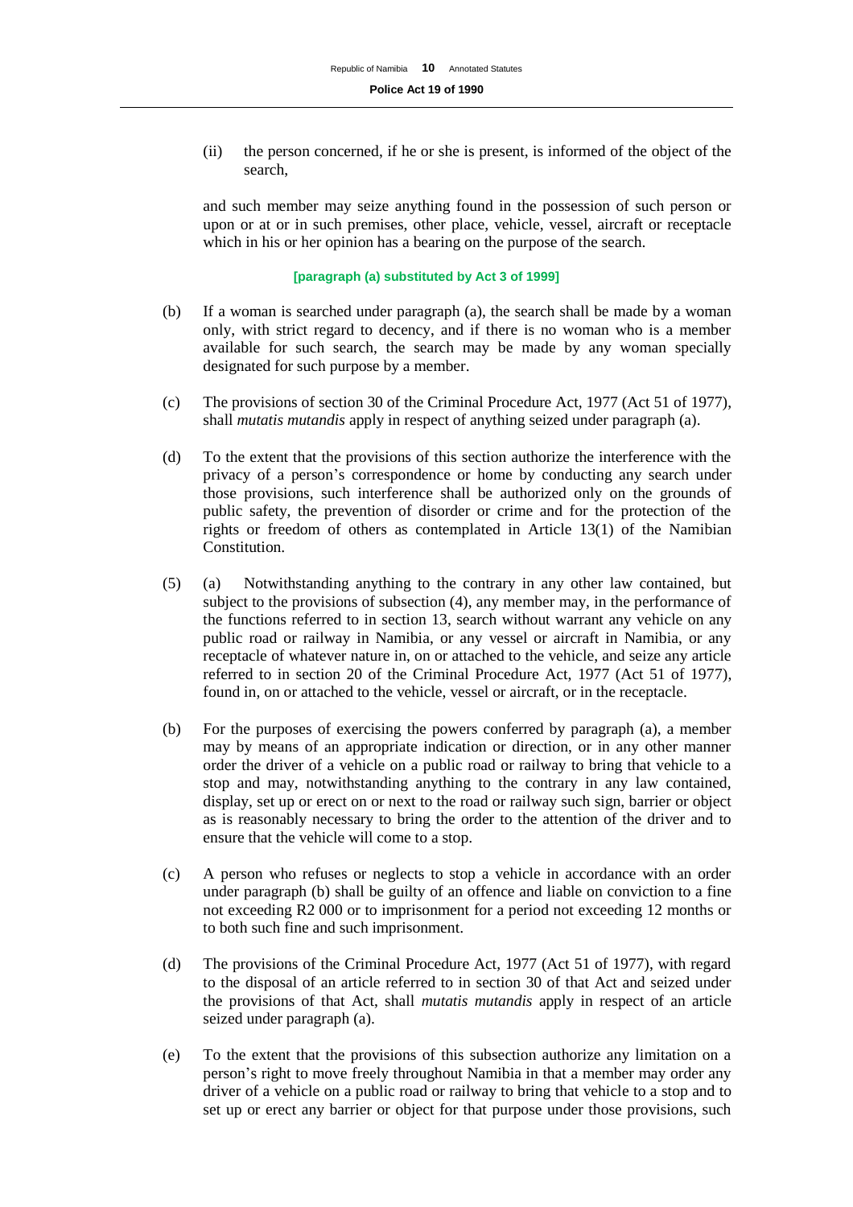(ii) the person concerned, if he or she is present, is informed of the object of the search,

and such member may seize anything found in the possession of such person or upon or at or in such premises, other place, vehicle, vessel, aircraft or receptacle which in his or her opinion has a bearing on the purpose of the search.

**[paragraph (a) substituted by Act 3 of 1999]**

(b) If a woman is searched under paragraph (a), the search shall be made by a woman only, with strict regard to decency, and if there is no woman who is a member available for such search, the search may be made by any woman specially designated for such purpose by a member.

(c) The provisions of section 30 of the Criminal Procedure Act, 1977 (Act 51 of 1977), shall *mutatis mutandis* apply in respect of anything seized under paragraph (a).

(d) To the extent that the provisions of this section authorize the interference with the privacy of a person's correspondence or home by conducting any search under those provisions, such interference shall be authorized only on the grounds of public safety, the prevention of disorder or crime and for the protection of the rights or freedom of others as contemplated in Article 13(1) of the Namibian Constitution.

(5) (a) Notwithstanding anything to the contrary in any other law contained, but subject to the provisions of subsection (4), any member may, in the performance of the functions referred to in section 13, search without warrant any vehicle on any public road or railway in Namibia, or any vessel or aircraft in Namibia, or any receptacle of whatever nature in, on or attached to the vehicle, and seize any article referred to in section 20 of the Criminal Procedure Act, 1977 (Act 51 of 1977), found in, on or attached to the vehicle, vessel or aircraft, or in the receptacle.

(b) For the purposes of exercising the powers conferred by paragraph (a), a member may by means of an appropriate indication or direction, or in any other manner order the driver of a vehicle on a public road or railway to bring that vehicle to a stop and may, notwithstanding anything to the contrary in any law contained, display, set up or erect on or next to the road or railway such sign, barrier or object as is reasonably necessary to bring the order to the attention of the driver and to ensure that the vehicle will come to a stop.

(c) A person who refuses or neglects to stop a vehicle in accordance with an order under paragraph (b) shall be guilty of an offence and liable on conviction to a fine not exceeding R2 000 or to imprisonment for a period not exceeding 12 months or to both such fine and such imprisonment.

(d) The provisions of the Criminal Procedure Act, 1977 (Act 51 of 1977), with regard to the disposal of an article referred to in section 30 of that Act and seized under the provisions of that Act, shall *mutatis mutandis* apply in respect of an article seized under paragraph (a).

(e) To the extent that the provisions of this subsection authorize any limitation on a person's right to move freely throughout Namibia in that a member may order any driver of a vehicle on a public road or railway to bring that vehicle to a stop and to set up or erect any barrier or object for that purpose under those provisions, such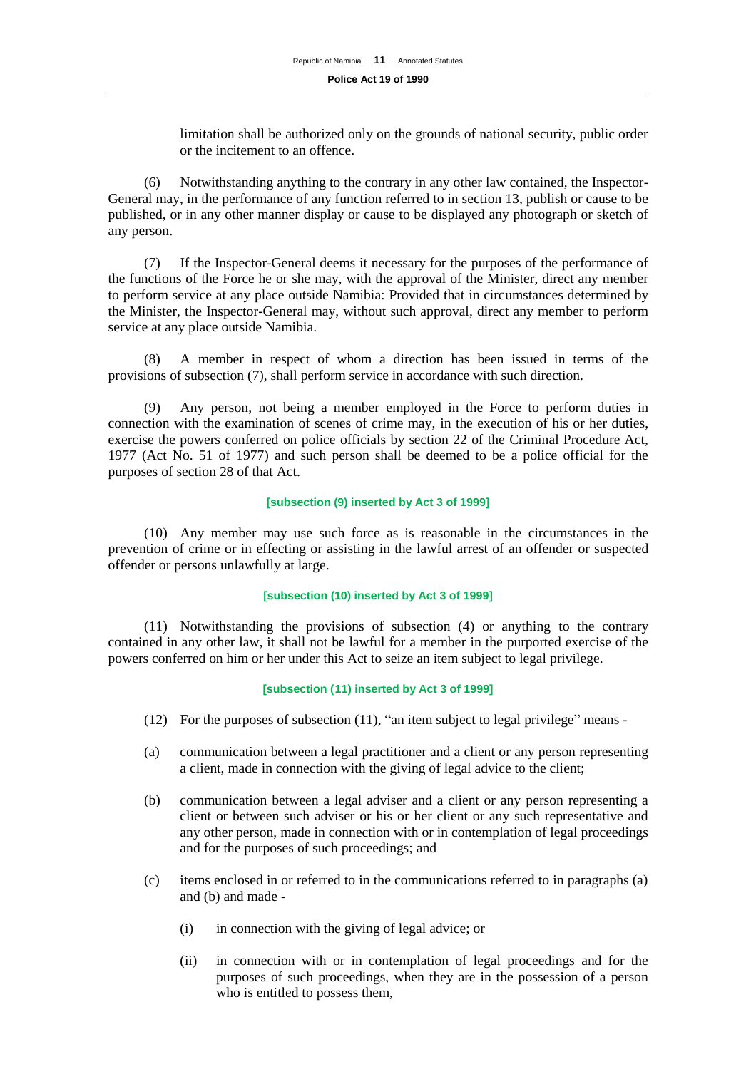limitation shall be authorized only on the grounds of national security, public order or the incitement to an offence.

(6) Notwithstanding anything to the contrary in any other law contained, the Inspector-General may, in the performance of any function referred to in section 13, publish or cause to be published, or in any other manner display or cause to be displayed any photograph or sketch of any person.

(7) If the Inspector-General deems it necessary for the purposes of the performance of the functions of the Force he or she may, with the approval of the Minister, direct any member to perform service at any place outside Namibia: Provided that in circumstances determined by the Minister, the Inspector-General may, without such approval, direct any member to perform service at any place outside Namibia.

(8) A member in respect of whom a direction has been issued in terms of the provisions of subsection (7), shall perform service in accordance with such direction.

(9) Any person, not being a member employed in the Force to perform duties in connection with the examination of scenes of crime may, in the execution of his or her duties, exercise the powers conferred on police officials by section 22 of the Criminal Procedure Act, 1977 (Act No. 51 of 1977) and such person shall be deemed to be a police official for the purposes of section 28 of that Act.

**[subsection (9) inserted by Act 3 of 1999]**

(10) Any member may use such force as is reasonable in the circumstances in the prevention of crime or in effecting or assisting in the lawful arrest of an offender or suspected offender or persons unlawfully at large.

**[subsection (10) inserted by Act 3 of 1999]**

(11) Notwithstanding the provisions of subsection (4) or anything to the contrary contained in any other law, it shall not be lawful for a member in the purported exercise of the powers conferred on him or her under this Act to seize an item subject to legal privilege.

**[subsection (11) inserted by Act 3 of 1999]**

(12) For the purposes of subsection (11), "an item subject to legal privilege" means -

(a) communication between a legal practitioner and a client or any person representing a client, made in connection with the giving of legal advice to the client;

(b) communication between a legal adviser and a client or any person representing a client or between such adviser or his or her client or any such representative and any other person, made in connection with or in contemplation of legal proceedings and for the purposes of such proceedings; and

(c) items enclosed in or referred to in the communications referred to in paragraphs (a) and (b) and made -

(i) in connection with the giving of legal advice; or

(ii) in connection with or in contemplation of legal proceedings and for the purposes of such proceedings, when they are in the possession of a person who is entitled to possess them,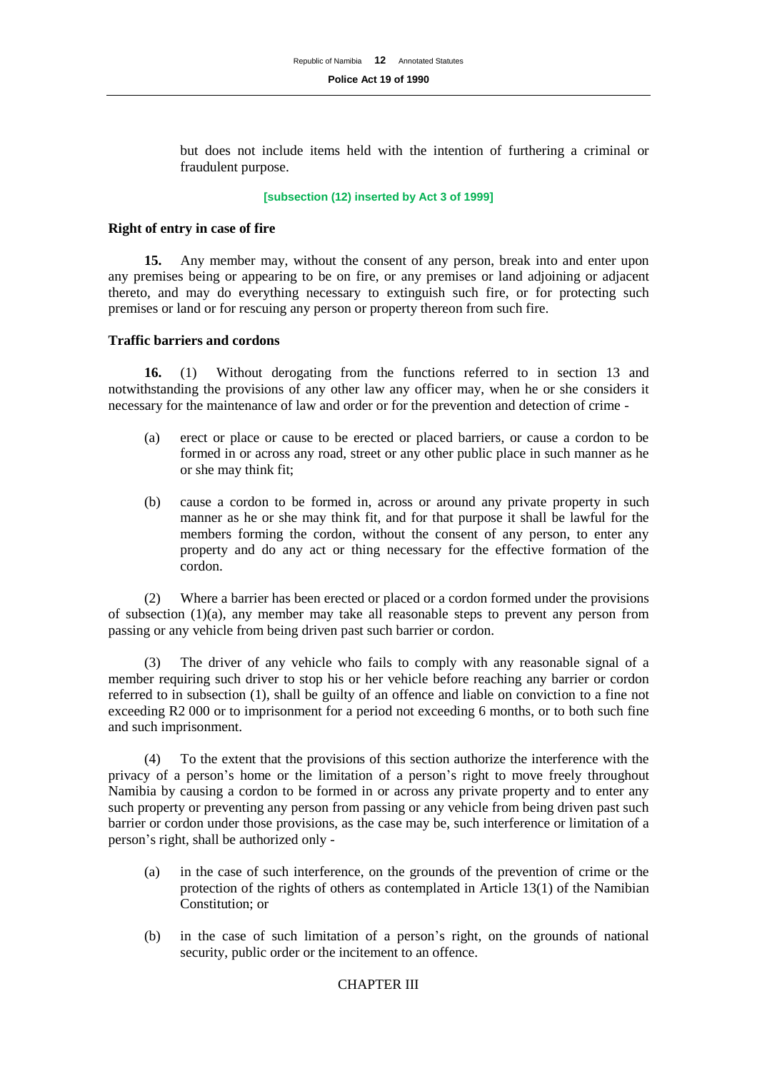but does not include items held with the intention of furthering a criminal or fraudulent purpose.

**[subsection (12) inserted by Act 3 of 1999]**

### Right of entry in case of fire

**15.** Any member may, without the consent of any person, break into and enter upon any premises being or appearing to be on fire, or any premises or land adjoining or adjacent thereto, and may do everything necessary to extinguish such fire, or for protecting such premises or land or for rescuing any person or property thereon from such fire.

### Traffic barriers and cordons

**16.** (1) Without derogating from the functions referred to in section 13 and notwithstanding the provisions of any other law any officer may, when he or she considers it necessary for the maintenance of law and order or for the prevention and detection of crime -

(a) erect or place or cause to be erected or placed barriers, or cause a cordon to be formed in or across any road, street or any other public place in such manner as he or she may think fit;

(b) cause a cordon to be formed in, across or around any private property in such manner as he or she may think fit, and for that purpose it shall be lawful for the members forming the cordon, without the consent of any person, to enter any property and do any act or thing necessary for the effective formation of the cordon.

(2) Where a barrier has been erected or placed or a cordon formed under the provisions of subsection (1)(a), any member may take all reasonable steps to prevent any person from passing or any vehicle from being driven past such barrier or cordon.

(3) The driver of any vehicle who fails to comply with any reasonable signal of a member requiring such driver to stop his or her vehicle before reaching any barrier or cordon referred to in subsection (1), shall be guilty of an offence and liable on conviction to a fine not exceeding R2 000 or to imprisonment for a period not exceeding 6 months, or to both such fine and such imprisonment.

(4) To the extent that the provisions of this section authorize the interference with the privacy of a person's home or the limitation of a person's right to move freely throughout Namibia by causing a cordon to be formed in or across any private property and to enter any such property or preventing any person from passing or any vehicle from being driven past such barrier or cordon under those provisions, as the case may be, such interference or limitation of a person's right, shall be authorized only -

(a) in the case of such interference, on the grounds of the prevention of crime or the protection of the rights of others as contemplated in Article 13(1) of the Namibian Constitution; or

(b) in the case of such limitation of a person's right, on the grounds of national security, public order or the incitement to an offence.

## CHAPTER III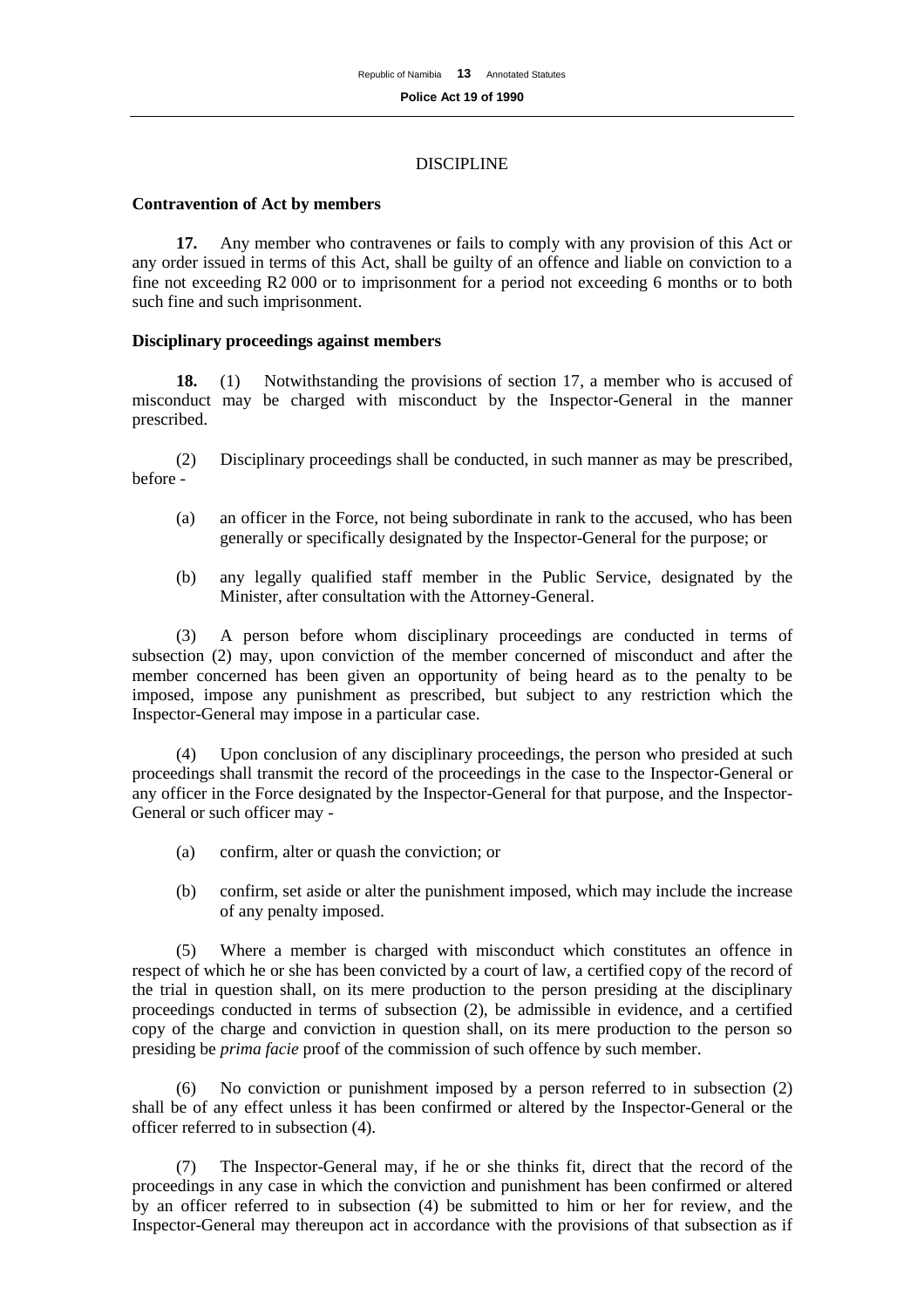DISCIPLINE

**Contravention of Act by members**

**17.** Any member who contravenes or fails to comply with any provision of this Act or any order issued in terms of this Act, shall be guilty of an offence and liable on conviction to a fine not exceeding R2 000 or to imprisonment for a period not exceeding 6 months or to both such fine and such imprisonment.

**Disciplinary proceedings against members**

**18.** (1) Notwithstanding the provisions of section 17, a member who is accused of misconduct may be charged with misconduct by the Inspector-General in the manner prescribed.

(2) Disciplinary proceedings shall be conducted, in such manner as may be prescribed, before -

(a) an officer in the Force, not being subordinate in rank to the accused, who has been generally or specifically designated by the Inspector-General for the purpose; or

(b) any legally qualified staff member in the Public Service, designated by the Minister, after consultation with the Attorney-General.

(3) A person before whom disciplinary proceedings are conducted in terms of subsection (2) may, upon conviction of the member concerned of misconduct and after the member concerned has been given an opportunity of being heard as to the penalty to be imposed, impose any punishment as prescribed, but subject to any restriction which the Inspector-General may impose in a particular case.

(4) Upon conclusion of any disciplinary proceedings, the person who presided at such proceedings shall transmit the record of the proceedings in the case to the Inspector-General or any officer in the Force designated by the Inspector-General for that purpose, and the Inspector-General or such officer may -

(a) confirm, alter or quash the conviction; or

(b) confirm, set aside or alter the punishment imposed, which may include the increase of any penalty imposed.

(5) Where a member is charged with misconduct which constitutes an offence in respect of which he or she has been convicted by a court of law, a certified copy of the record of the trial in question shall, on its mere production to the person presiding at the disciplinary proceedings conducted in terms of subsection (2), be admissible in evidence, and a certified copy of the charge and conviction in question shall, on its mere production to the person so presiding be *prima facie* proof of the commission of such offence by such member.

(6) No conviction or punishment imposed by a person referred to in subsection (2) shall be of any effect unless it has been confirmed or altered by the Inspector-General or the officer referred to in subsection (4).

(7) The Inspector-General may, if he or she thinks fit, direct that the record of the proceedings in any case in which the conviction and punishment has been confirmed or altered by an officer referred to in subsection (4) be submitted to him or her for review, and the Inspector-General may thereupon act in accordance with the provisions of that subsection as if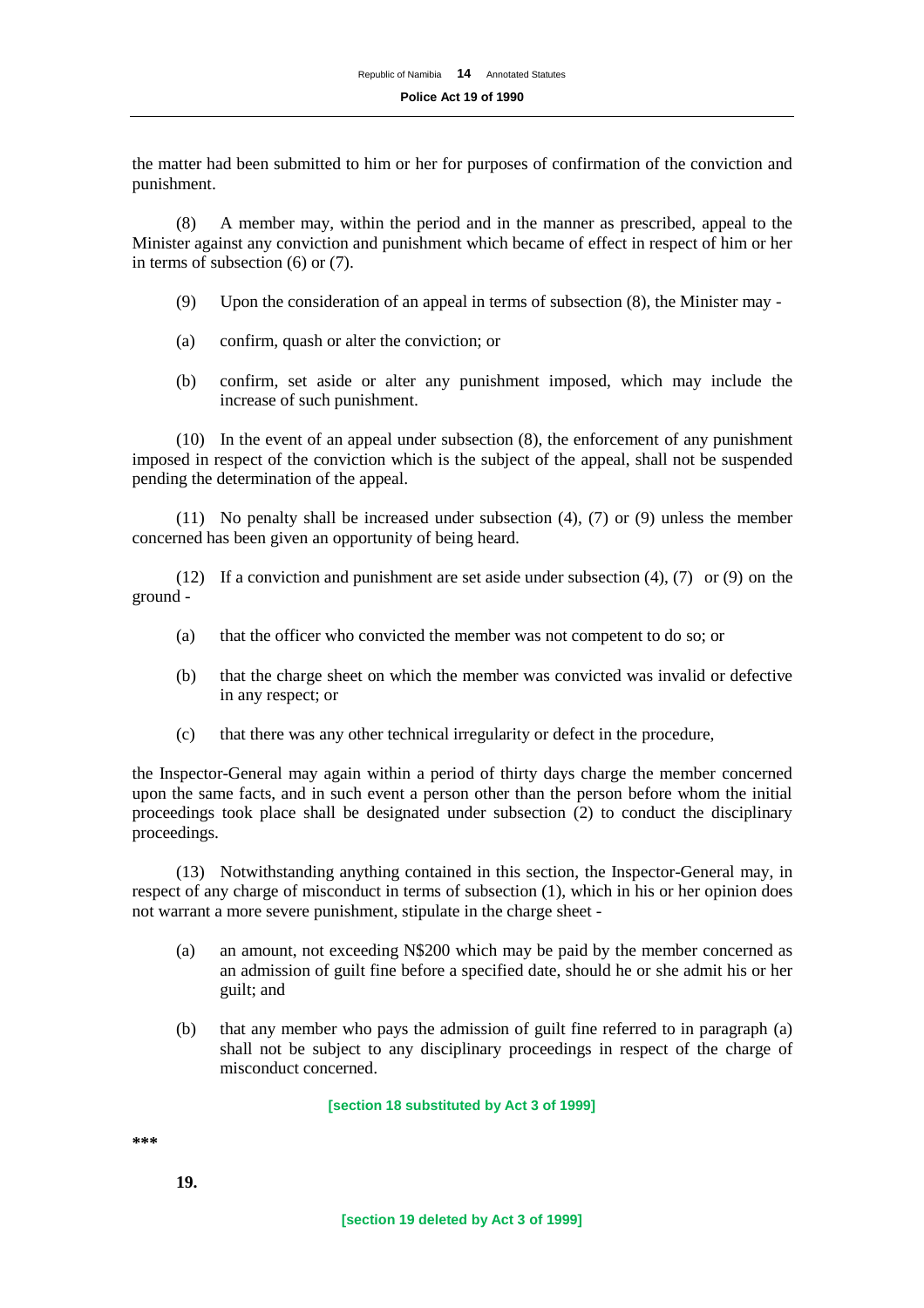the matter had been submitted to him or her for purposes of confirmation of the conviction and punishment.

(8) A member may, within the period and in the manner as prescribed, appeal to the Minister against any conviction and punishment which became of effect in respect of him or her in terms of subsection (6) or (7).

(9) Upon the consideration of an appeal in terms of subsection (8), the Minister may -

(a) confirm, quash or alter the conviction; or

(b) confirm, set aside or alter any punishment imposed, which may include the increase of such punishment.

(10) In the event of an appeal under subsection (8), the enforcement of any punishment imposed in respect of the conviction which is the subject of the appeal, shall not be suspended pending the determination of the appeal.

(11) No penalty shall be increased under subsection (4), (7) or (9) unless the member concerned has been given an opportunity of being heard.

(12) If a conviction and punishment are set aside under subsection (4), (7) or (9) on the ground -

(a) that the officer who convicted the member was not competent to do so; or

(b) that the charge sheet on which the member was convicted was invalid or defective in any respect; or

(c) that there was any other technical irregularity or defect in the procedure,

the Inspector-General may again within a period of thirty days charge the member concerned upon the same facts, and in such event a person other than the person before whom the initial proceedings took place shall be designated under subsection (2) to conduct the disciplinary proceedings.

(13) Notwithstanding anything contained in this section, the Inspector-General may, in respect of any charge of misconduct in terms of subsection (1), which in his or her opinion does not warrant a more severe punishment, stipulate in the charge sheet -

(a) an amount, not exceeding N$200 which may be paid by the member concerned as an admission of guilt fine before a specified date, should he or she admit his or her guilt; and

(b) that any member who pays the admission of guilt fine referred to in paragraph (a) shall not be subject to any disciplinary proceedings in respect of the charge of misconduct concerned.

**[section 18 substituted by Act 3 of 1999]**

***

**19.**

**[section 19 deleted by Act 3 of 1999]**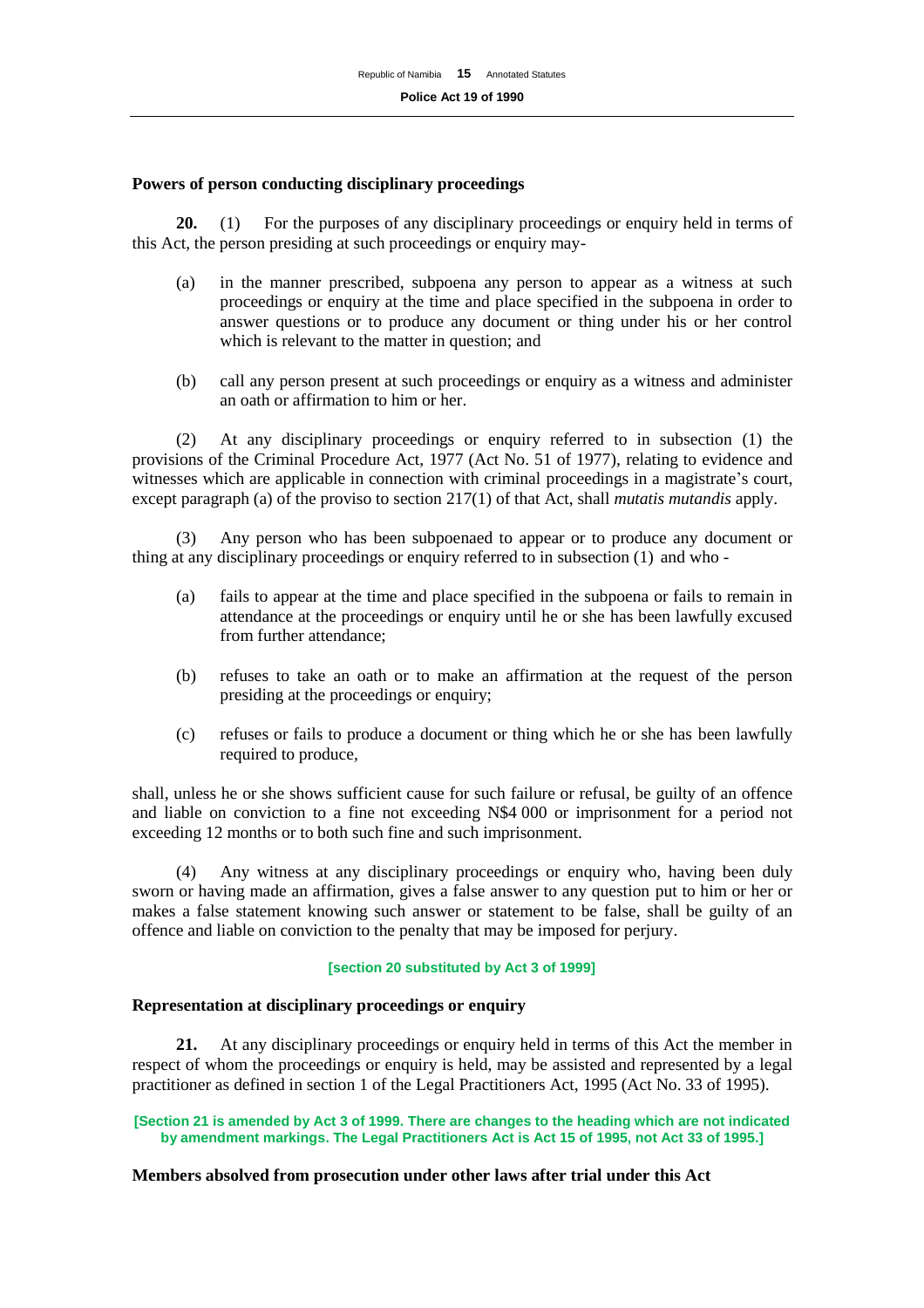**Powers of person conducting disciplinary proceedings**

**20.** (1) For the purposes of any disciplinary proceedings or enquiry held in terms of this Act, the person presiding at such proceedings or enquiry may-

(a) in the manner prescribed, subpoena any person to appear as a witness at such proceedings or enquiry at the time and place specified in the subpoena in order to answer questions or to produce any document or thing under his or her control which is relevant to the matter in question; and

(b) call any person present at such proceedings or enquiry as a witness and administer an oath or affirmation to him or her.

(2) At any disciplinary proceedings or enquiry referred to in subsection (1) the provisions of the Criminal Procedure Act, 1977 (Act No. 51 of 1977), relating to evidence and witnesses which are applicable in connection with criminal proceedings in a magistrate's court, except paragraph (a) of the proviso to section 217(1) of that Act, shall *mutatis mutandis* apply.

(3) Any person who has been subpoenaed to appear or to produce any document or thing at any disciplinary proceedings or enquiry referred to in subsection (1) and who -

(a) fails to appear at the time and place specified in the subpoena or fails to remain in attendance at the proceedings or enquiry until he or she has been lawfully excused from further attendance;

(b) refuses to take an oath or to make an affirmation at the request of the person presiding at the proceedings or enquiry;

(c) refuses or fails to produce a document or thing which he or she has been lawfully required to produce,

shall, unless he or she shows sufficient cause for such failure or refusal, be guilty of an offence and liable on conviction to a fine not exceeding N$4 000 or imprisonment for a period not exceeding 12 months or to both such fine and such imprisonment.

(4) Any witness at any disciplinary proceedings or enquiry who, having been duly sworn or having made an affirmation, gives a false answer to any question put to him or her or makes a false statement knowing such answer or statement to be false, shall be guilty of an offence and liable on conviction to the penalty that may be imposed for perjury.

**[section 20 substituted by Act 3 of 1999]**

**Representation at disciplinary proceedings or enquiry**

**21.** At any disciplinary proceedings or enquiry held in terms of this Act the member in respect of whom the proceedings or enquiry is held, may be assisted and represented by a legal practitioner as defined in section 1 of the Legal Practitioners Act, 1995 (Act No. 33 of 1995).

**[Section 21 is amended by Act 3 of 1999. There are changes to the heading which are not indicated by amendment markings. The Legal Practitioners Act is Act 15 of 1995, not Act 33 of 1995.]**

**Members absolved from prosecution under other laws after trial under this Act**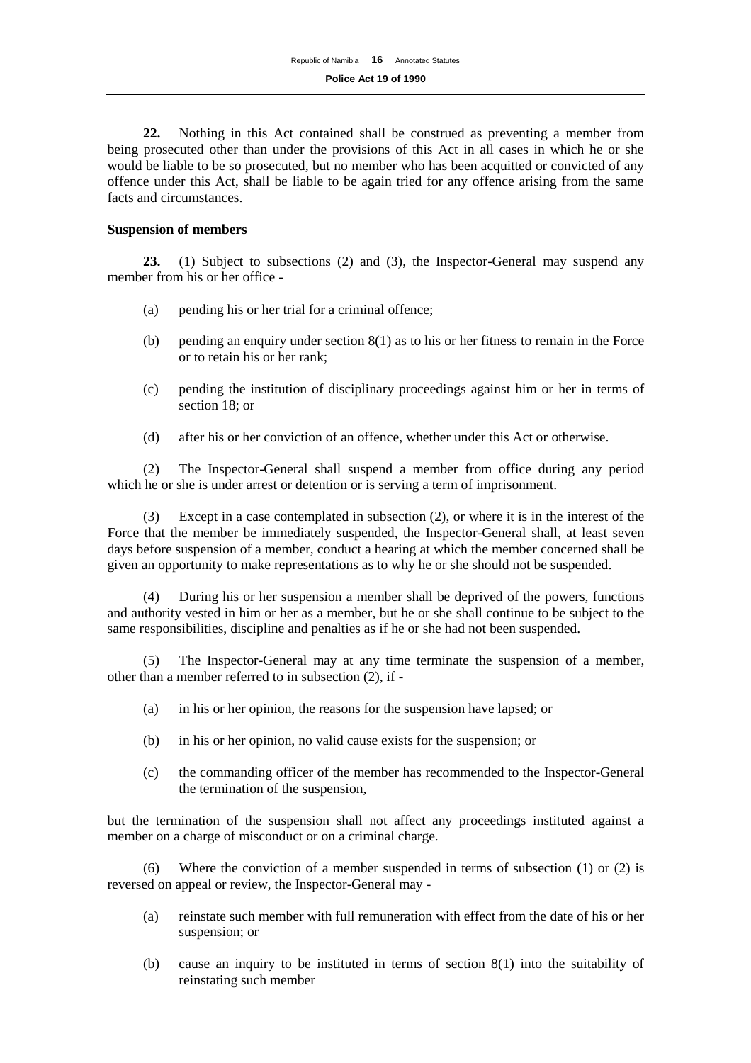**22.** Nothing in this Act contained shall be construed as preventing a member from being prosecuted other than under the provisions of this Act in all cases in which he or she would be liable to be so prosecuted, but no member who has been acquitted or convicted of any offence under this Act, shall be liable to be again tried for any offence arising from the same facts and circumstances.

**Suspension of members**

**23.** (1) Subject to subsections (2) and (3), the Inspector-General may suspend any member from his or her office -

(a) pending his or her trial for a criminal offence;

(b) pending an enquiry under section 8(1) as to his or her fitness to remain in the Force or to retain his or her rank;

(c) pending the institution of disciplinary proceedings against him or her in terms of section 18; or

(d) after his or her conviction of an offence, whether under this Act or otherwise.

(2) The Inspector-General shall suspend a member from office during any period which he or she is under arrest or detention or is serving a term of imprisonment.

(3) Except in a case contemplated in subsection (2), or where it is in the interest of the Force that the member be immediately suspended, the Inspector-General shall, at least seven days before suspension of a member, conduct a hearing at which the member concerned shall be given an opportunity to make representations as to why he or she should not be suspended.

(4) During his or her suspension a member shall be deprived of the powers, functions and authority vested in him or her as a member, but he or she shall continue to be subject to the same responsibilities, discipline and penalties as if he or she had not been suspended.

(5) The Inspector-General may at any time terminate the suspension of a member, other than a member referred to in subsection (2), if -

(a) in his or her opinion, the reasons for the suspension have lapsed; or

(b) in his or her opinion, no valid cause exists for the suspension; or

(c) the commanding officer of the member has recommended to the Inspector-General the termination of the suspension,

but the termination of the suspension shall not affect any proceedings instituted against a member on a charge of misconduct or on a criminal charge.

(6) Where the conviction of a member suspended in terms of subsection (1) or (2) is reversed on appeal or review, the Inspector-General may -

(a) reinstate such member with full remuneration with effect from the date of his or her suspension; or

(b) cause an inquiry to be instituted in terms of section 8(1) into the suitability of reinstating such member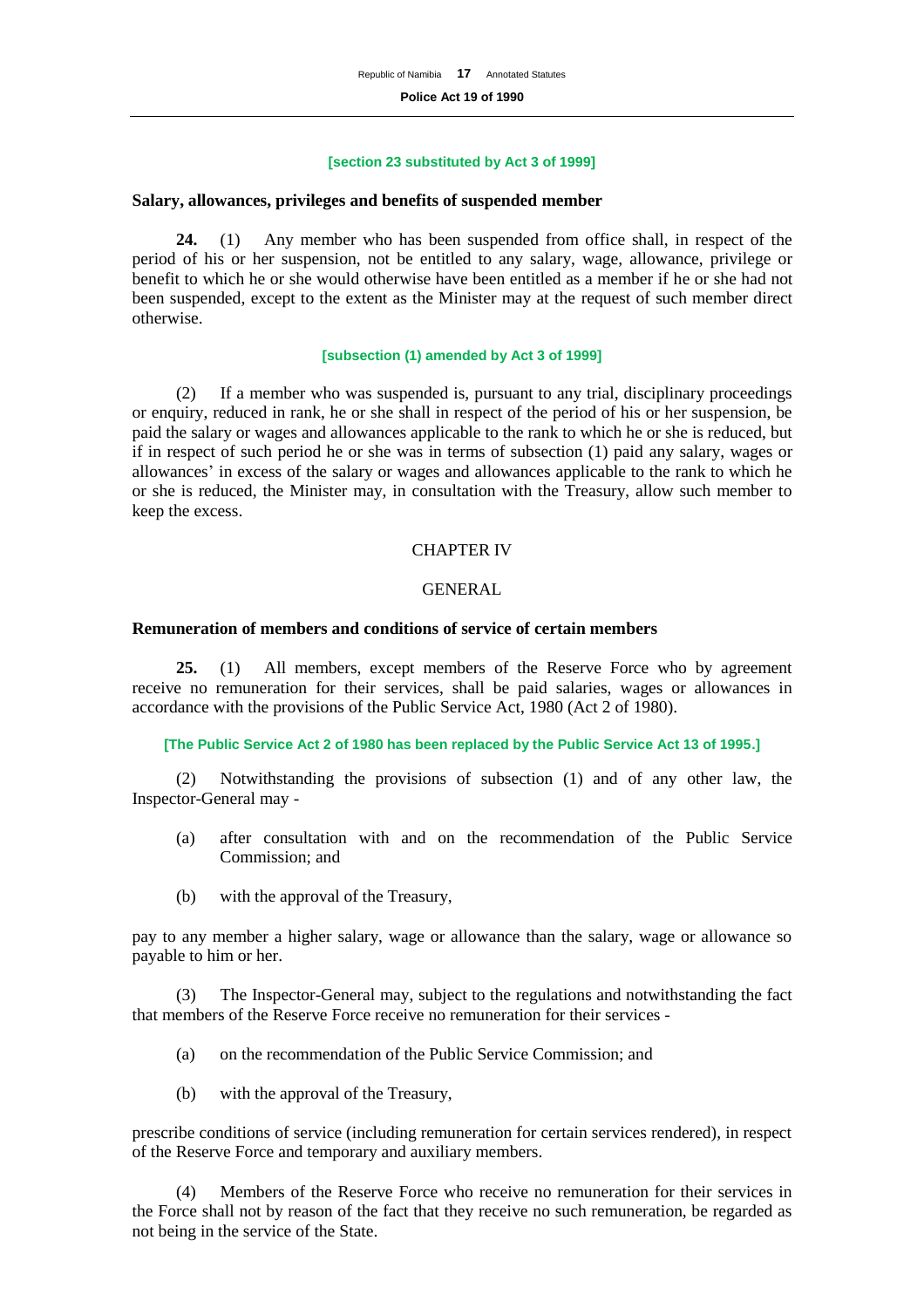**[section 23 substituted by Act 3 of 1999]**

### Salary, allowances, privileges and benefits of suspended member

**24.** (1) Any member who has been suspended from office shall, in respect of the period of his or her suspension, not be entitled to any salary, wage, allowance, privilege or benefit to which he or she would otherwise have been entitled as a member if he or she had not been suspended, except to the extent as the Minister may at the request of such member direct otherwise.

**[subsection (1) amended by Act 3 of 1999]**

(2) If a member who was suspended is, pursuant to any trial, disciplinary proceedings or enquiry, reduced in rank, he or she shall in respect of the period of his or her suspension, be paid the salary or wages and allowances applicable to the rank to which he or she is reduced, but if in respect of such period he or she was in terms of subsection (1) paid any salary, wages or allowances' in excess of the salary or wages and allowances applicable to the rank to which he or she is reduced, the Minister may, in consultation with the Treasury, allow such member to keep the excess.

## CHAPTER IV

## GENERAL

### Remuneration of members and conditions of service of certain members

**25.** (1) All members, except members of the Reserve Force who by agreement receive no remuneration for their services, shall be paid salaries, wages or allowances in accordance with the provisions of the Public Service Act, 1980 (Act 2 of 1980).

**[The Public Service Act 2 of 1980 has been replaced by the Public Service Act 13 of 1995.]**

(2) Notwithstanding the provisions of subsection (1) and of any other law, the Inspector-General may -

(a) after consultation with and on the recommendation of the Public Service Commission; and

(b) with the approval of the Treasury,

pay to any member a higher salary, wage or allowance than the salary, wage or allowance so payable to him or her.

(3) The Inspector-General may, subject to the regulations and notwithstanding the fact that members of the Reserve Force receive no remuneration for their services -

(a) on the recommendation of the Public Service Commission; and

(b) with the approval of the Treasury,

prescribe conditions of service (including remuneration for certain services rendered), in respect of the Reserve Force and temporary and auxiliary members.

(4) Members of the Reserve Force who receive no remuneration for their services in the Force shall not by reason of the fact that they receive no such remuneration, be regarded as not being in the service of the State.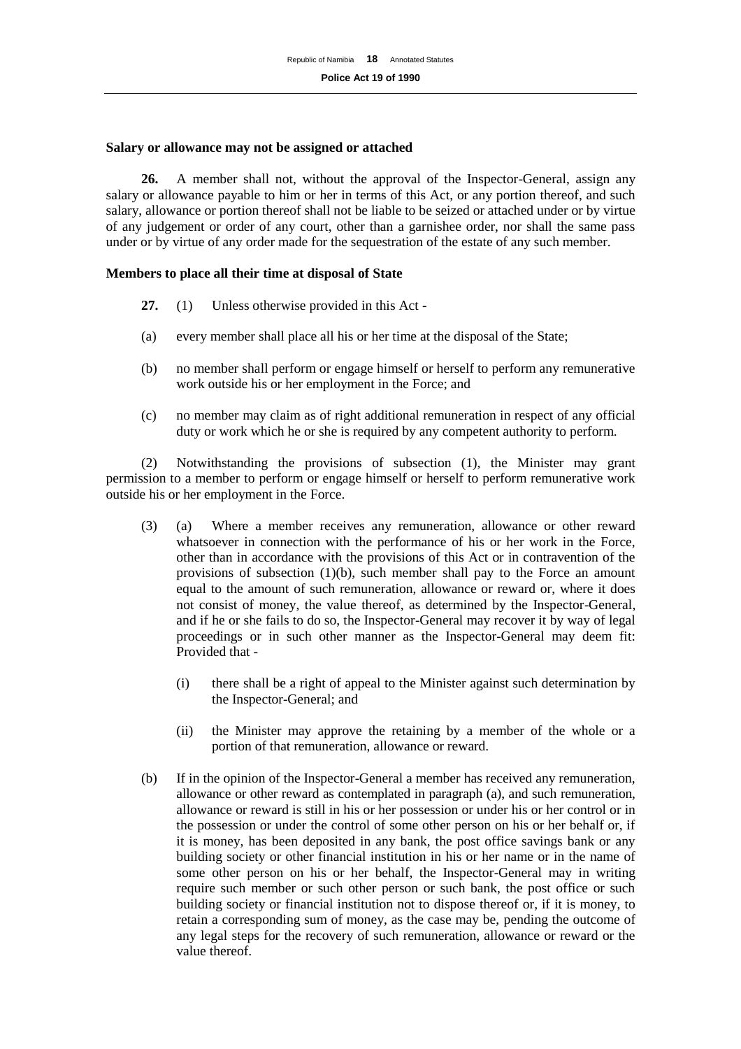**Salary or allowance may not be assigned or attached**

**26.** A member shall not, without the approval of the Inspector-General, assign any salary or allowance payable to him or her in terms of this Act, or any portion thereof, and such salary, allowance or portion thereof shall not be liable to be seized or attached under or by virtue of any judgement or order of any court, other than a garnishee order, nor shall the same pass under or by virtue of any order made for the sequestration of the estate of any such member.

**Members to place all their time at disposal of State**

**27.** (1) Unless otherwise provided in this Act -

(a) every member shall place all his or her time at the disposal of the State;

(b) no member shall perform or engage himself or herself to perform any remunerative work outside his or her employment in the Force; and

(c) no member may claim as of right additional remuneration in respect of any official duty or work which he or she is required by any competent authority to perform.

(2) Notwithstanding the provisions of subsection (1), the Minister may grant permission to a member to perform or engage himself or herself to perform remunerative work outside his or her employment in the Force.

(3) (a) Where a member receives any remuneration, allowance or other reward whatsoever in connection with the performance of his or her work in the Force, other than in accordance with the provisions of this Act or in contravention of the provisions of subsection (1)(b), such member shall pay to the Force an amount equal to the amount of such remuneration, allowance or reward or, where it does not consist of money, the value thereof, as determined by the Inspector-General, and if he or she fails to do so, the Inspector-General may recover it by way of legal proceedings or in such other manner as the Inspector-General may deem fit: Provided that -

(i) there shall be a right of appeal to the Minister against such determination by the Inspector-General; and

(ii) the Minister may approve the retaining by a member of the whole or a portion of that remuneration, allowance or reward.

(b) If in the opinion of the Inspector-General a member has received any remuneration, allowance or other reward as contemplated in paragraph (a), and such remuneration, allowance or reward is still in his or her possession or under his or her control or in the possession or under the control of some other person on his or her behalf or, if it is money, has been deposited in any bank, the post office savings bank or any building society or other financial institution in his or her name or in the name of some other person on his or her behalf, the Inspector-General may in writing require such member or such other person or such bank, the post office or such building society or financial institution not to dispose thereof or, if it is money, to retain a corresponding sum of money, as the case may be, pending the outcome of any legal steps for the recovery of such remuneration, allowance or reward or the value thereof.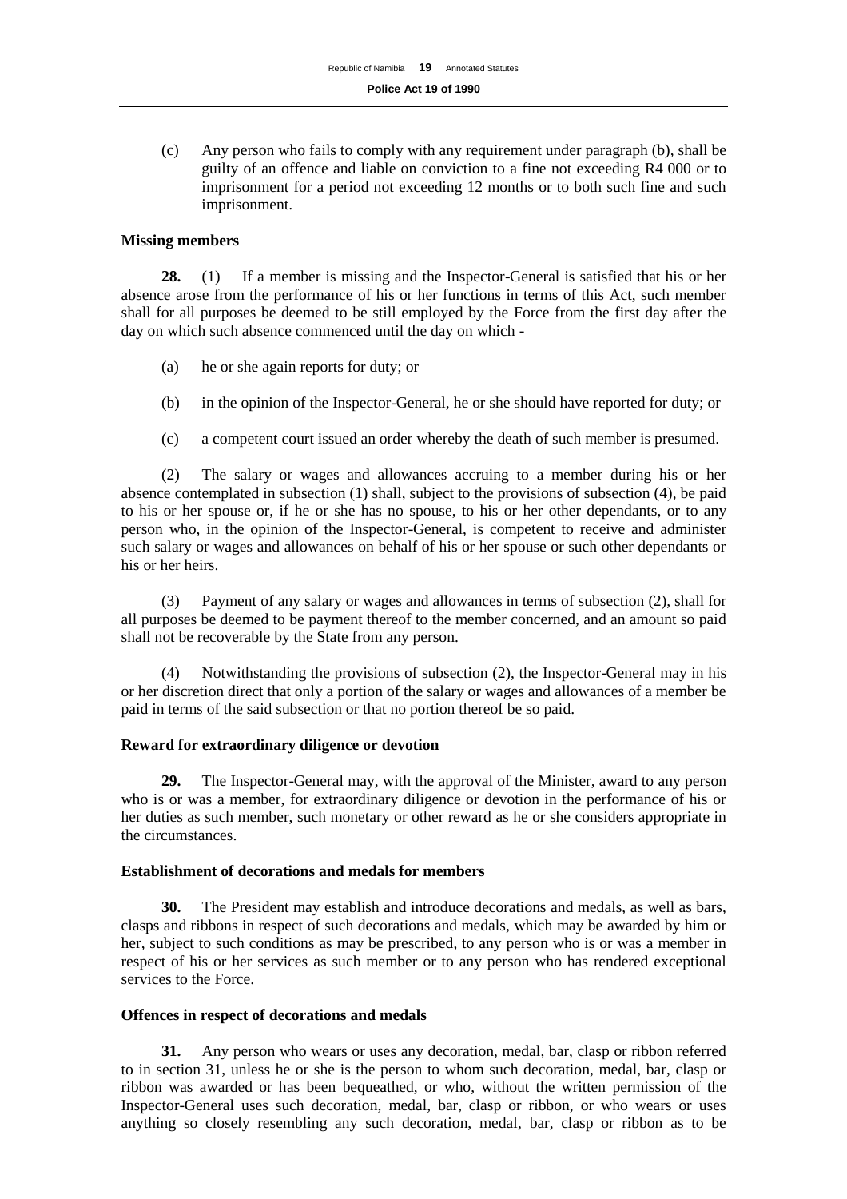(c) Any person who fails to comply with any requirement under paragraph (b), shall be guilty of an offence and liable on conviction to a fine not exceeding R4 000 or to imprisonment for a period not exceeding 12 months or to both such fine and such imprisonment.

### Missing members

**28.** (1) If a member is missing and the Inspector-General is satisfied that his or her absence arose from the performance of his or her functions in terms of this Act, such member shall for all purposes be deemed to be still employed by the Force from the first day after the day on which such absence commenced until the day on which -

(a) he or she again reports for duty; or

(b) in the opinion of the Inspector-General, he or she should have reported for duty; or

(c) a competent court issued an order whereby the death of such member is presumed.

(2) The salary or wages and allowances accruing to a member during his or her absence contemplated in subsection (1) shall, subject to the provisions of subsection (4), be paid to his or her spouse or, if he or she has no spouse, to his or her other dependants, or to any person who, in the opinion of the Inspector-General, is competent to receive and administer such salary or wages and allowances on behalf of his or her spouse or such other dependants or his or her heirs.

(3) Payment of any salary or wages and allowances in terms of subsection (2), shall for all purposes be deemed to be payment thereof to the member concerned, and an amount so paid shall not be recoverable by the State from any person.

(4) Notwithstanding the provisions of subsection (2), the Inspector-General may in his or her discretion direct that only a portion of the salary or wages and allowances of a member be paid in terms of the said subsection or that no portion thereof be so paid.

### Reward for extraordinary diligence or devotion

**29.** The Inspector-General may, with the approval of the Minister, award to any person who is or was a member, for extraordinary diligence or devotion in the performance of his or her duties as such member, such monetary or other reward as he or she considers appropriate in the circumstances.

### Establishment of decorations and medals for members

**30.** The President may establish and introduce decorations and medals, as well as bars, clasps and ribbons in respect of such decorations and medals, which may be awarded by him or her, subject to such conditions as may be prescribed, to any person who is or was a member in respect of his or her services as such member or to any person who has rendered exceptional services to the Force.

### Offences in respect of decorations and medals

**31.** Any person who wears or uses any decoration, medal, bar, clasp or ribbon referred to in section 31, unless he or she is the person to whom such decoration, medal, bar, clasp or ribbon was awarded or has been bequeathed, or who, without the written permission of the Inspector-General uses such decoration, medal, bar, clasp or ribbon, or who wears or uses anything so closely resembling any such decoration, medal, bar, clasp or ribbon as to be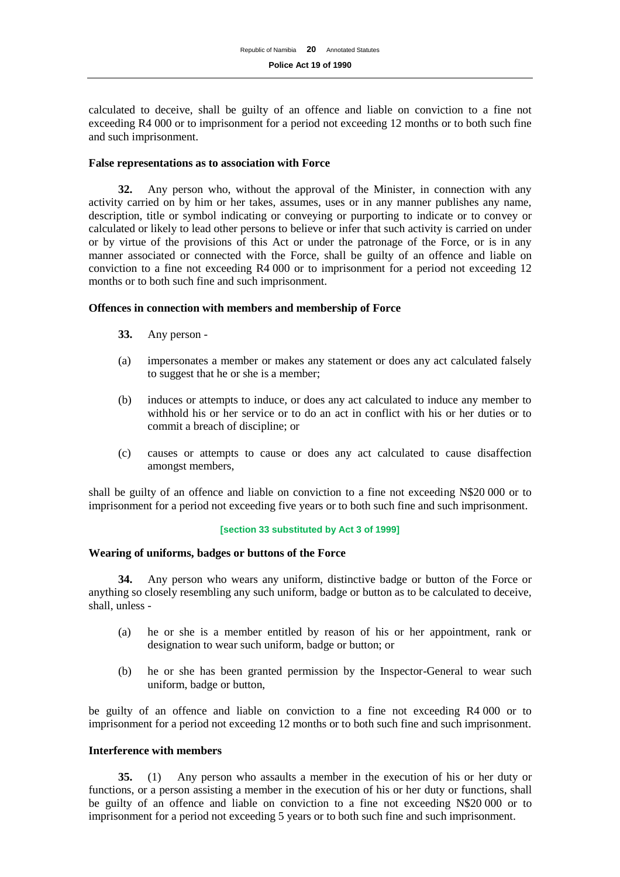calculated to deceive, shall be guilty of an offence and liable on conviction to a fine not exceeding R4 000 or to imprisonment for a period not exceeding 12 months or to both such fine and such imprisonment.

**False representations as to association with Force**

**32.** Any person who, without the approval of the Minister, in connection with any activity carried on by him or her takes, assumes, uses or in any manner publishes any name, description, title or symbol indicating or conveying or purporting to indicate or to convey or calculated or likely to lead other persons to believe or infer that such activity is carried on under or by virtue of the provisions of this Act or under the patronage of the Force, or is in any manner associated or connected with the Force, shall be guilty of an offence and liable on conviction to a fine not exceeding R4 000 or to imprisonment for a period not exceeding 12 months or to both such fine and such imprisonment.

**Offences in connection with members and membership of Force**

**33.** Any person -

(a) impersonates a member or makes any statement or does any act calculated falsely to suggest that he or she is a member;

(b) induces or attempts to induce, or does any act calculated to induce any member to withhold his or her service or to do an act in conflict with his or her duties or to commit a breach of discipline; or

(c) causes or attempts to cause or does any act calculated to cause disaffection amongst members,

shall be guilty of an offence and liable on conviction to a fine not exceeding N$20 000 or to imprisonment for a period not exceeding five years or to both such fine and such imprisonment.

[section 33 substituted by Act 3 of 1999]

**Wearing of uniforms, badges or buttons of the Force**

**34.** Any person who wears any uniform, distinctive badge or button of the Force or anything so closely resembling any such uniform, badge or button as to be calculated to deceive, shall, unless -

(a) he or she is a member entitled by reason of his or her appointment, rank or designation to wear such uniform, badge or button; or

(b) he or she has been granted permission by the Inspector-General to wear such uniform, badge or button,

be guilty of an offence and liable on conviction to a fine not exceeding R4 000 or to imprisonment for a period not exceeding 12 months or to both such fine and such imprisonment.

**Interference with members**

**35.** (1) Any person who assaults a member in the execution of his or her duty or functions, or a person assisting a member in the execution of his or her duty or functions, shall be guilty of an offence and liable on conviction to a fine not exceeding N$20 000 or to imprisonment for a period not exceeding 5 years or to both such fine and such imprisonment.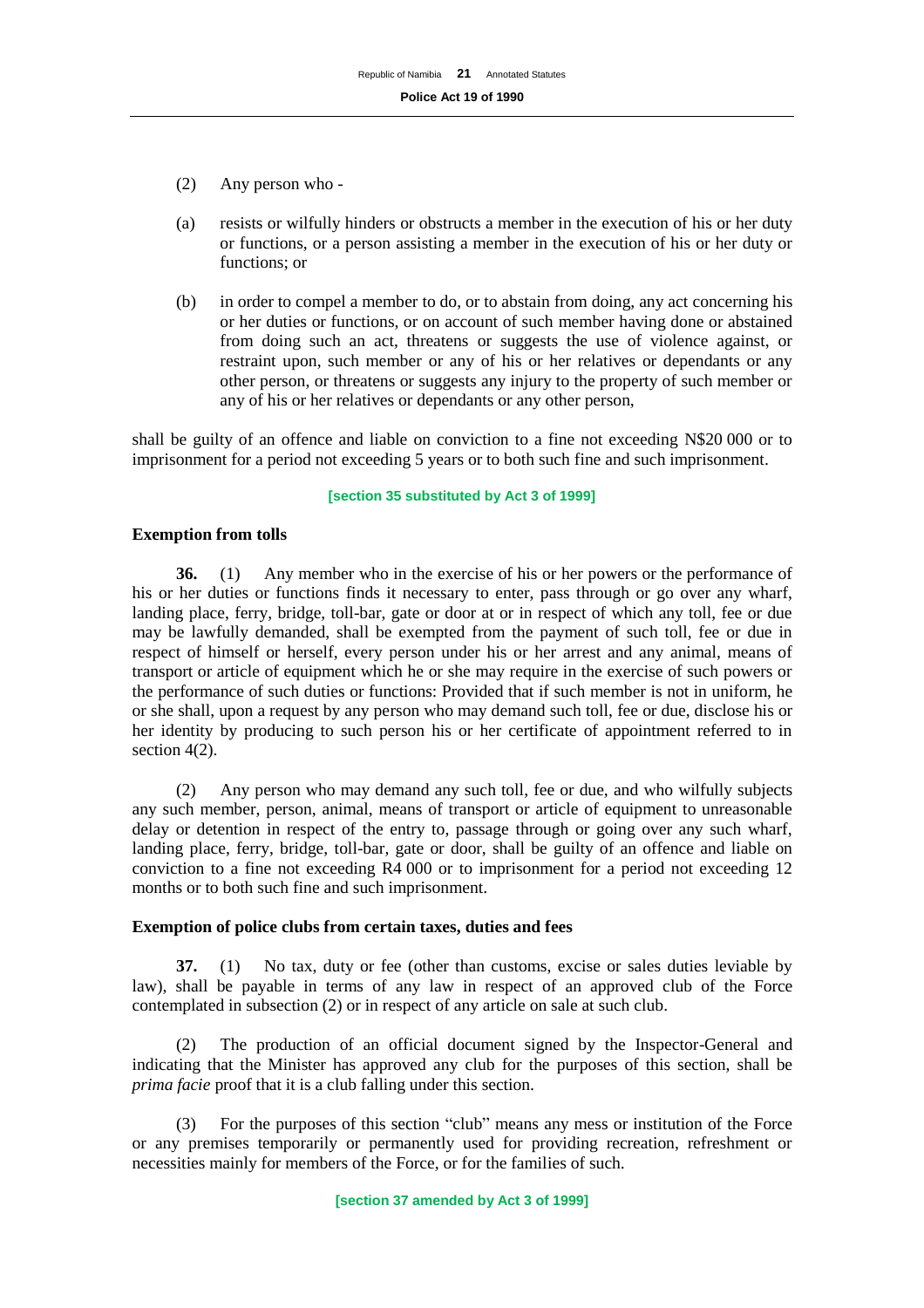(2) Any person who -

(a) resists or wilfully hinders or obstructs a member in the execution of his or her duty or functions, or a person assisting a member in the execution of his or her duty or functions; or

(b) in order to compel a member to do, or to abstain from doing, any act concerning his or her duties or functions, or on account of such member having done or abstained from doing such an act, threatens or suggests the use of violence against, or restraint upon, such member or any of his or her relatives or dependants or any other person, or threatens or suggests any injury to the property of such member or any of his or her relatives or dependants or any other person,

shall be guilty of an offence and liable on conviction to a fine not exceeding N$20 000 or to imprisonment for a period not exceeding 5 years or to both such fine and such imprisonment.

**[section 35 substituted by Act 3 of 1999]**

**Exemption from tolls**

**36.** (1) Any member who in the exercise of his or her powers or the performance of his or her duties or functions finds it necessary to enter, pass through or go over any wharf, landing place, ferry, bridge, toll-bar, gate or door at or in respect of which any toll, fee or due may be lawfully demanded, shall be exempted from the payment of such toll, fee or due in respect of himself or herself, every person under his or her arrest and any animal, means of transport or article of equipment which he or she may require in the exercise of such powers or the performance of such duties or functions: Provided that if such member is not in uniform, he or she shall, upon a request by any person who may demand such toll, fee or due, disclose his or her identity by producing to such person his or her certificate of appointment referred to in section 4(2).

(2) Any person who may demand any such toll, fee or due, and who wilfully subjects any such member, person, animal, means of transport or article of equipment to unreasonable delay or detention in respect of the entry to, passage through or going over any such wharf, landing place, ferry, bridge, toll-bar, gate or door, shall be guilty of an offence and liable on conviction to a fine not exceeding R4 000 or to imprisonment for a period not exceeding 12 months or to both such fine and such imprisonment.

**Exemption of police clubs from certain taxes, duties and fees**

**37.** (1) No tax, duty or fee (other than customs, excise or sales duties leviable by law), shall be payable in terms of any law in respect of an approved club of the Force contemplated in subsection (2) or in respect of any article on sale at such club.

(2) The production of an official document signed by the Inspector-General and indicating that the Minister has approved any club for the purposes of this section, shall be *prima facie* proof that it is a club falling under this section.

(3) For the purposes of this section "club" means any mess or institution of the Force or any premises temporarily or permanently used for providing recreation, refreshment or necessities mainly for members of the Force, or for the families of such.

**[section 37 amended by Act 3 of 1999]**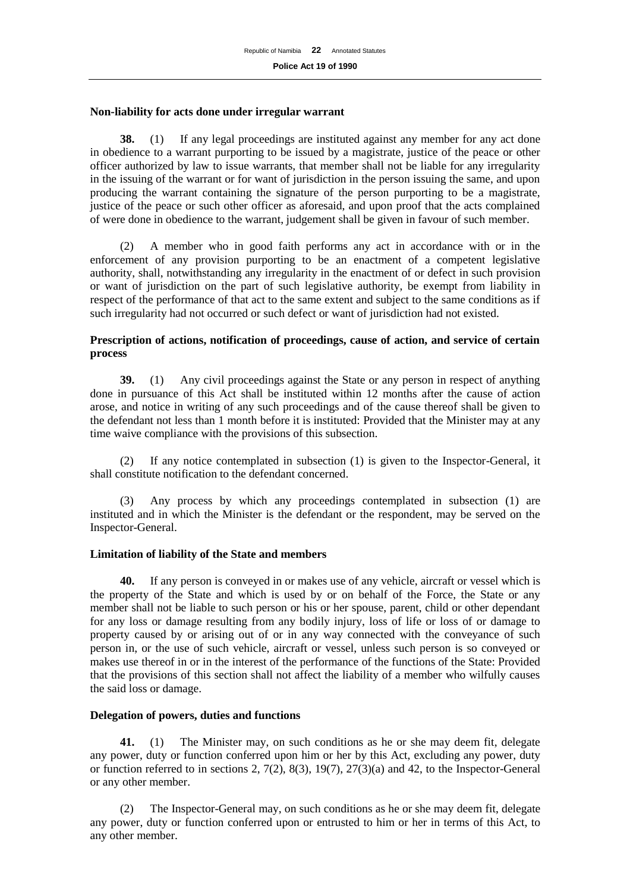**Non-liability for acts done under irregular warrant**

**38.** (1) If any legal proceedings are instituted against any member for any act done in obedience to a warrant purporting to be issued by a magistrate, justice of the peace or other officer authorized by law to issue warrants, that member shall not be liable for any irregularity in the issuing of the warrant or for want of jurisdiction in the person issuing the same, and upon producing the warrant containing the signature of the person purporting to be a magistrate, justice of the peace or such other officer as aforesaid, and upon proof that the acts complained of were done in obedience to the warrant, judgement shall be given in favour of such member.

(2) A member who in good faith performs any act in accordance with or in the enforcement of any provision purporting to be an enactment of a competent legislative authority, shall, notwithstanding any irregularity in the enactment of or defect in such provision or want of jurisdiction on the part of such legislative authority, be exempt from liability in respect of the performance of that act to the same extent and subject to the same conditions as if such irregularity had not occurred or such defect or want of jurisdiction had not existed.

**Prescription of actions, notification of proceedings, cause of action, and service of certain process**

**39.** (1) Any civil proceedings against the State or any person in respect of anything done in pursuance of this Act shall be instituted within 12 months after the cause of action arose, and notice in writing of any such proceedings and of the cause thereof shall be given to the defendant not less than 1 month before it is instituted: Provided that the Minister may at any time waive compliance with the provisions of this subsection.

(2) If any notice contemplated in subsection (1) is given to the Inspector-General, it shall constitute notification to the defendant concerned.

(3) Any process by which any proceedings contemplated in subsection (1) are instituted and in which the Minister is the defendant or the respondent, may be served on the Inspector-General.

**Limitation of liability of the State and members**

**40.** If any person is conveyed in or makes use of any vehicle, aircraft or vessel which is the property of the State and which is used by or on behalf of the Force, the State or any member shall not be liable to such person or his or her spouse, parent, child or other dependant for any loss or damage resulting from any bodily injury, loss of life or loss of or damage to property caused by or arising out of or in any way connected with the conveyance of such person in, or the use of such vehicle, aircraft or vessel, unless such person is so conveyed or makes use thereof in or in the interest of the performance of the functions of the State: Provided that the provisions of this section shall not affect the liability of a member who wilfully causes the said loss or damage.

**Delegation of powers, duties and functions**

**41.** (1) The Minister may, on such conditions as he or she may deem fit, delegate any power, duty or function conferred upon him or her by this Act, excluding any power, duty or function referred to in sections 2, 7(2), 8(3), 19(7), 27(3)(a) and 42, to the Inspector-General or any other member.

(2) The Inspector-General may, on such conditions as he or she may deem fit, delegate any power, duty or function conferred upon or entrusted to him or her in terms of this Act, to any other member.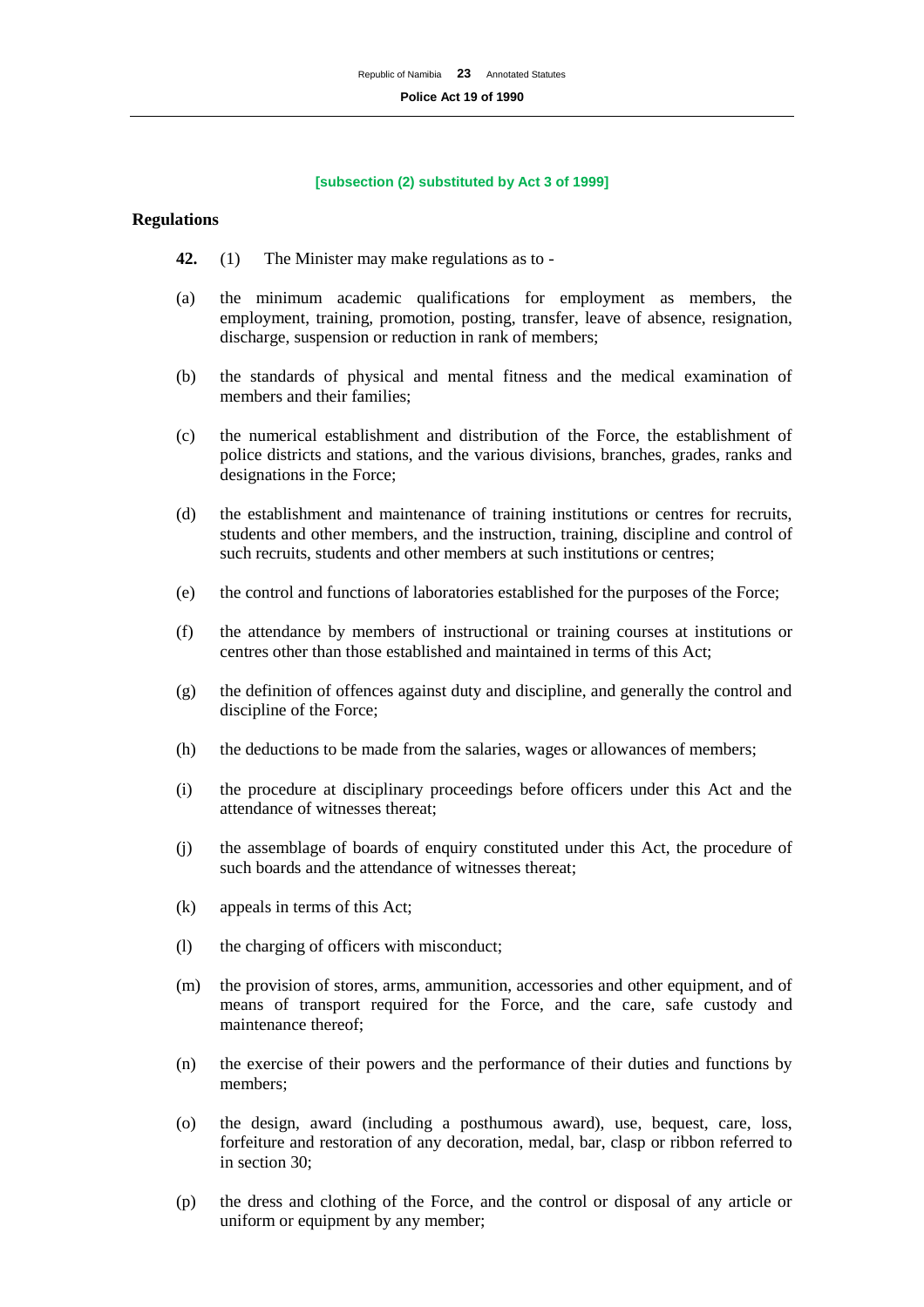**[subsection (2) substituted by Act 3 of 1999]**

## Regulations

**42.** (1) The Minister may make regulations as to -

(a) the minimum academic qualifications for employment as members, the employment, training, promotion, posting, transfer, leave of absence, resignation, discharge, suspension or reduction in rank of members;

(b) the standards of physical and mental fitness and the medical examination of members and their families;

(c) the numerical establishment and distribution of the Force, the establishment of police districts and stations, and the various divisions, branches, grades, ranks and designations in the Force;

(d) the establishment and maintenance of training institutions or centres for recruits, students and other members, and the instruction, training, discipline and control of such recruits, students and other members at such institutions or centres;

(e) the control and functions of laboratories established for the purposes of the Force;

(f) the attendance by members of instructional or training courses at institutions or centres other than those established and maintained in terms of this Act;

(g) the definition of offences against duty and discipline, and generally the control and discipline of the Force;

(h) the deductions to be made from the salaries, wages or allowances of members;

(i) the procedure at disciplinary proceedings before officers under this Act and the attendance of witnesses thereat;

(j) the assemblage of boards of enquiry constituted under this Act, the procedure of such boards and the attendance of witnesses thereat;

(k) appeals in terms of this Act;

(l) the charging of officers with misconduct;

(m) the provision of stores, arms, ammunition, accessories and other equipment, and of means of transport required for the Force, and the care, safe custody and maintenance thereof;

(n) the exercise of their powers and the performance of their duties and functions by members;

(o) the design, award (including a posthumous award), use, bequest, care, loss, forfeiture and restoration of any decoration, medal, bar, clasp or ribbon referred to in section 30;

(p) the dress and clothing of the Force, and the control or disposal of any article or uniform or equipment by any member;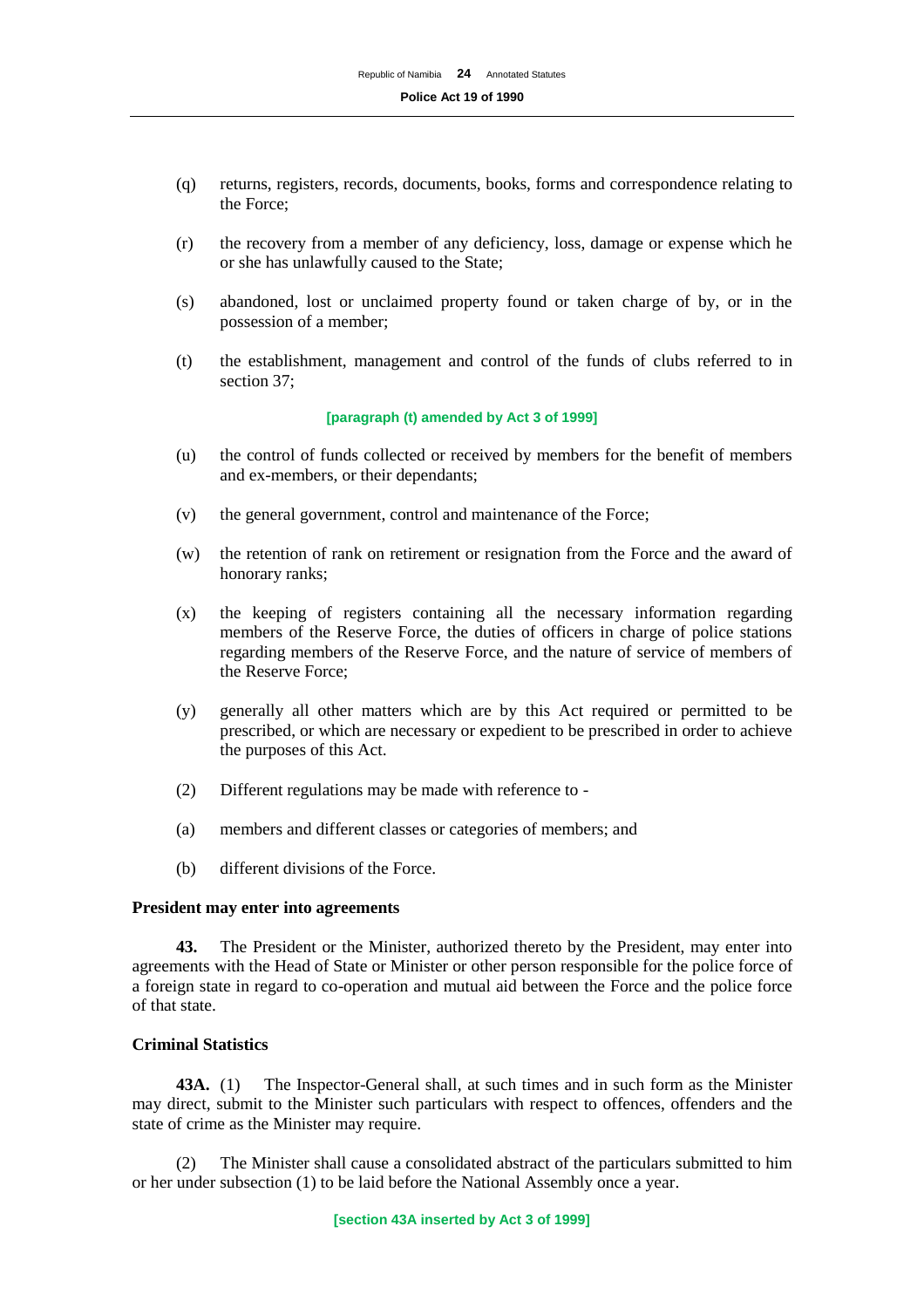(q) returns, registers, records, documents, books, forms and correspondence relating to the Force;

(r) the recovery from a member of any deficiency, loss, damage or expense which he or she has unlawfully caused to the State;

(s) abandoned, lost or unclaimed property found or taken charge of by, or in the possession of a member;

(t) the establishment, management and control of the funds of clubs referred to in section 37;

**[paragraph (t) amended by Act 3 of 1999]**

(u) the control of funds collected or received by members for the benefit of members and ex-members, or their dependants;

(v) the general government, control and maintenance of the Force;

(w) the retention of rank on retirement or resignation from the Force and the award of honorary ranks;

(x) the keeping of registers containing all the necessary information regarding members of the Reserve Force, the duties of officers in charge of police stations regarding members of the Reserve Force, and the nature of service of members of the Reserve Force;

(y) generally all other matters which are by this Act required or permitted to be prescribed, or which are necessary or expedient to be prescribed in order to achieve the purposes of this Act.

(2) Different regulations may be made with reference to -

(a) members and different classes or categories of members; and

(b) different divisions of the Force.

**President may enter into agreements**

**43.** The President or the Minister, authorized thereto by the President, may enter into agreements with the Head of State or Minister or other person responsible for the police force of a foreign state in regard to co-operation and mutual aid between the Force and the police force of that state.

**Criminal Statistics**

**43A.** (1) The Inspector-General shall, at such times and in such form as the Minister may direct, submit to the Minister such particulars with respect to offences, offenders and the state of crime as the Minister may require.

(2) The Minister shall cause a consolidated abstract of the particulars submitted to him or her under subsection (1) to be laid before the National Assembly once a year.

**[section 43A inserted by Act 3 of 1999]**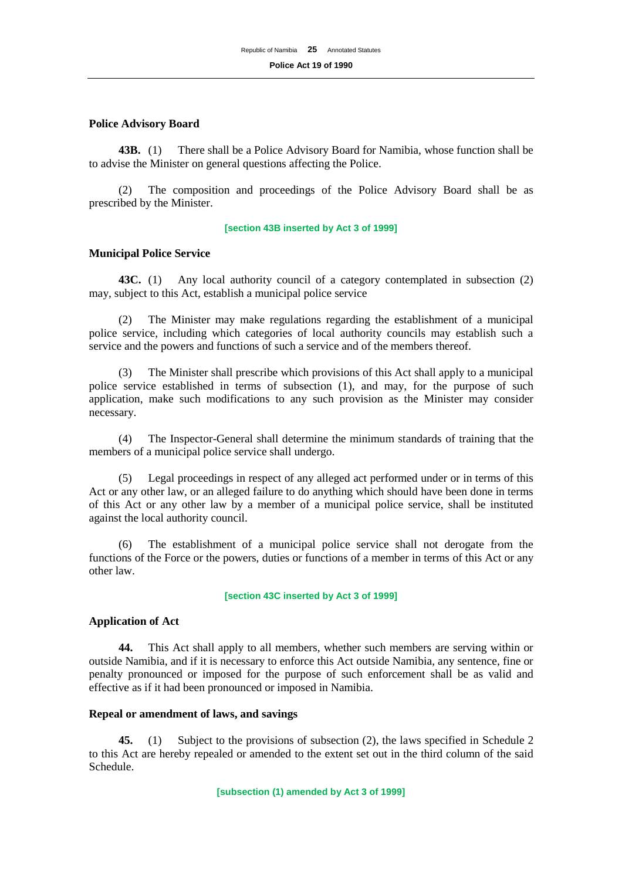**Police Advisory Board**

**43B.** (1) There shall be a Police Advisory Board for Namibia, whose function shall be to advise the Minister on general questions affecting the Police.

(2) The composition and proceedings of the Police Advisory Board shall be as prescribed by the Minister.

**[section 43B inserted by Act 3 of 1999]**

**Municipal Police Service**

**43C.** (1) Any local authority council of a category contemplated in subsection (2) may, subject to this Act, establish a municipal police service

(2) The Minister may make regulations regarding the establishment of a municipal police service, including which categories of local authority councils may establish such a service and the powers and functions of such a service and of the members thereof.

(3) The Minister shall prescribe which provisions of this Act shall apply to a municipal police service established in terms of subsection (1), and may, for the purpose of such application, make such modifications to any such provision as the Minister may consider necessary.

(4) The Inspector-General shall determine the minimum standards of training that the members of a municipal police service shall undergo.

(5) Legal proceedings in respect of any alleged act performed under or in terms of this Act or any other law, or an alleged failure to do anything which should have been done in terms of this Act or any other law by a member of a municipal police service, shall be instituted against the local authority council.

(6) The establishment of a municipal police service shall not derogate from the functions of the Force or the powers, duties or functions of a member in terms of this Act or any other law.

**[section 43C inserted by Act 3 of 1999]**

**Application of Act**

**44.** This Act shall apply to all members, whether such members are serving within or outside Namibia, and if it is necessary to enforce this Act outside Namibia, any sentence, fine or penalty pronounced or imposed for the purpose of such enforcement shall be as valid and effective as if it had been pronounced or imposed in Namibia.

**Repeal or amendment of laws, and savings**

**45.** (1) Subject to the provisions of subsection (2), the laws specified in Schedule 2 to this Act are hereby repealed or amended to the extent set out in the third column of the said Schedule.

**[subsection (1) amended by Act 3 of 1999]**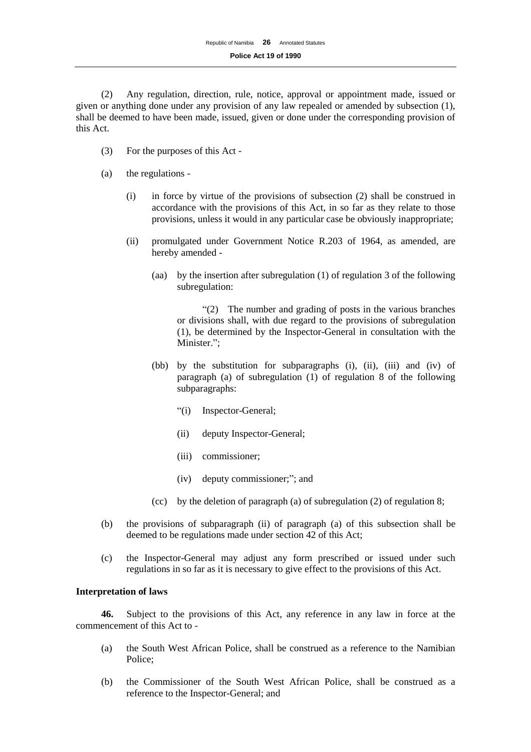(2) Any regulation, direction, rule, notice, approval or appointment made, issued or given or anything done under any provision of any law repealed or amended by subsection (1), shall be deemed to have been made, issued, given or done under the corresponding provision of this Act.

(3) For the purposes of this Act -

(a) the regulations -

(i) in force by virtue of the provisions of subsection (2) shall be construed in accordance with the provisions of this Act, in so far as they relate to those provisions, unless it would in any particular case be obviously inappropriate;

(ii) promulgated under Government Notice R.203 of 1964, as amended, are hereby amended -

(aa) by the insertion after subregulation (1) of regulation 3 of the following subregulation:

"(2) The number and grading of posts in the various branches or divisions shall, with due regard to the provisions of subregulation (1), be determined by the Inspector-General in consultation with the Minister.";

(bb) by the substitution for subparagraphs (i), (ii), (iii) and (iv) of paragraph (a) of subregulation (1) of regulation 8 of the following subparagraphs:

"(i) Inspector-General;

(ii) deputy Inspector-General;

(iii) commissioner;

(iv) deputy commissioner;"; and

(cc) by the deletion of paragraph (a) of subregulation (2) of regulation 8;

(b) the provisions of subparagraph (ii) of paragraph (a) of this subsection shall be deemed to be regulations made under section 42 of this Act;

(c) the Inspector-General may adjust any form prescribed or issued under such regulations in so far as it is necessary to give effect to the provisions of this Act.

**Interpretation of laws**

**46.** Subject to the provisions of this Act, any reference in any law in force at the commencement of this Act to -

(a) the South West African Police, shall be construed as a reference to the Namibian Police;

(b) the Commissioner of the South West African Police, shall be construed as a reference to the Inspector-General; and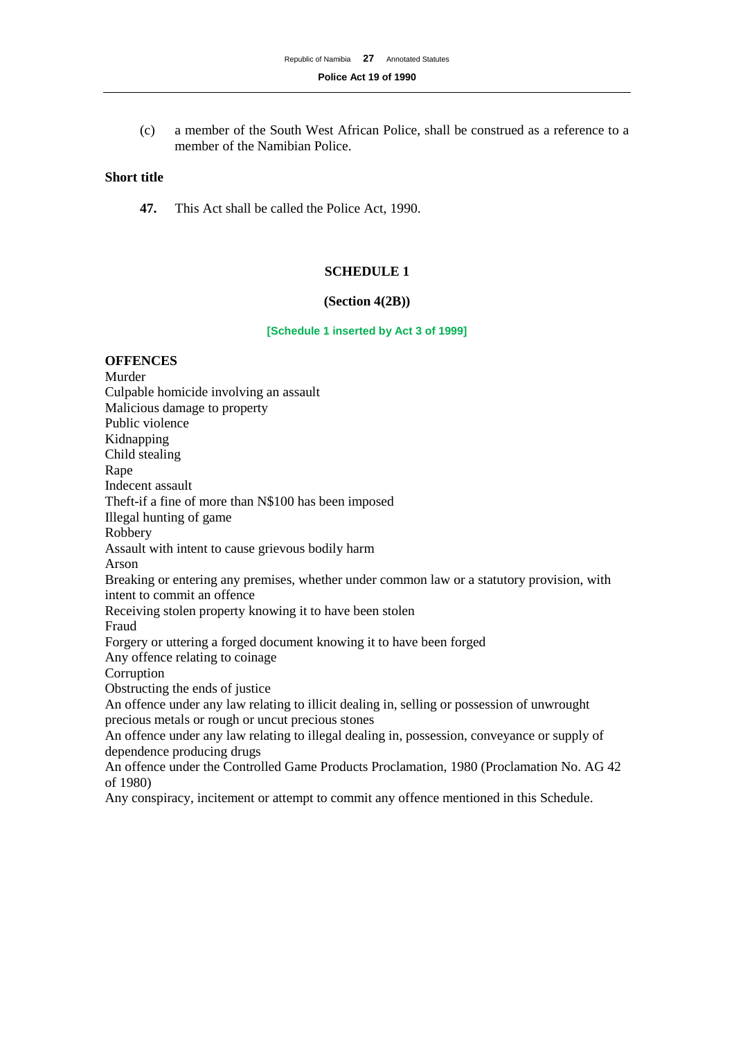(c) a member of the South West African Police, shall be construed as a reference to a member of the Namibian Police.

**Short title**

**47.** This Act shall be called the Police Act, 1990.

## SCHEDULE 1

**(Section 4(2B))**

**[Schedule 1 inserted by Act 3 of 1999]**

**OFFENCES**

Murder
Culpable homicide involving an assault
Malicious damage to property
Public violence
Kidnapping
Child stealing
Rape
Indecent assault
Theft-if a fine of more than N$100 has been imposed
Illegal hunting of game
Robbery
Assault with intent to cause grievous bodily harm
Arson
Breaking or entering any premises, whether under common law or a statutory provision, with intent to commit an offence
Receiving stolen property knowing it to have been stolen
Fraud
Forgery or uttering a forged document knowing it to have been forged
Any offence relating to coinage
Corruption
Obstructing the ends of justice
An offence under any law relating to illicit dealing in, selling or possession of unwrought precious metals or rough or uncut precious stones
An offence under any law relating to illegal dealing in, possession, conveyance or supply of dependence producing drugs
An offence under the Controlled Game Products Proclamation, 1980 (Proclamation No. AG 42 of 1980)
Any conspiracy, incitement or attempt to commit any offence mentioned in this Schedule.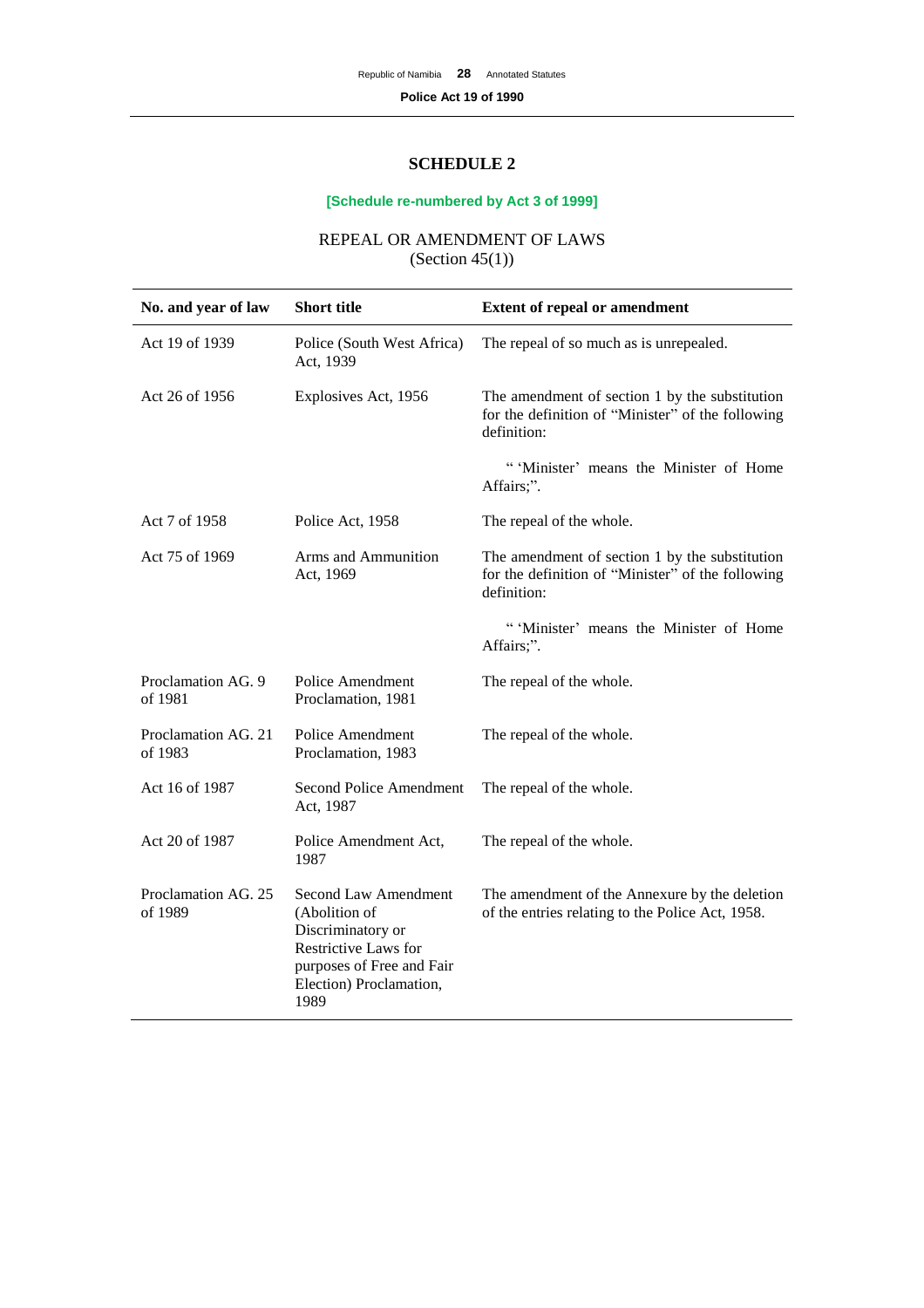## SCHEDULE 2

**[Schedule re-numbered by Act 3 of 1999]**

REPEAL OR AMENDMENT OF LAWS
(Section 45(1))

| No. and year of law | Short title | Extent of repeal or amendment |
|---|---|---|
| Act 19 of 1939 | Police (South West Africa) Act, 1939 | The repeal of so much as is unrepealed. |
| Act 26 of 1956 | Explosives Act, 1956 | The amendment of section 1 by the substitution for the definition of "Minister" of the following definition:<br><br>" 'Minister' means the Minister of Home Affairs;". |
| Act 7 of 1958 | Police Act, 1958 | The repeal of the whole. |
| Act 75 of 1969 | Arms and Ammunition Act, 1969 | The amendment of section 1 by the substitution for the definition of "Minister" of the following definition:<br><br>" 'Minister' means the Minister of Home Affairs;". |
| Proclamation AG. 9 of 1981 | Police Amendment Proclamation, 1981 | The repeal of the whole. |
| Proclamation AG. 21 of 1983 | Police Amendment Proclamation, 1983 | The repeal of the whole. |
| Act 16 of 1987 | Second Police Amendment Act, 1987 | The repeal of the whole. |
| Act 20 of 1987 | Police Amendment Act, 1987 | The repeal of the whole. |
| Proclamation AG. 25 of 1989 | Second Law Amendment (Abolition of Discriminatory or Restrictive Laws for purposes of Free and Fair Election) Proclamation, 1989 | The amendment of the Annexure by the deletion of the entries relating to the Police Act, 1958. |